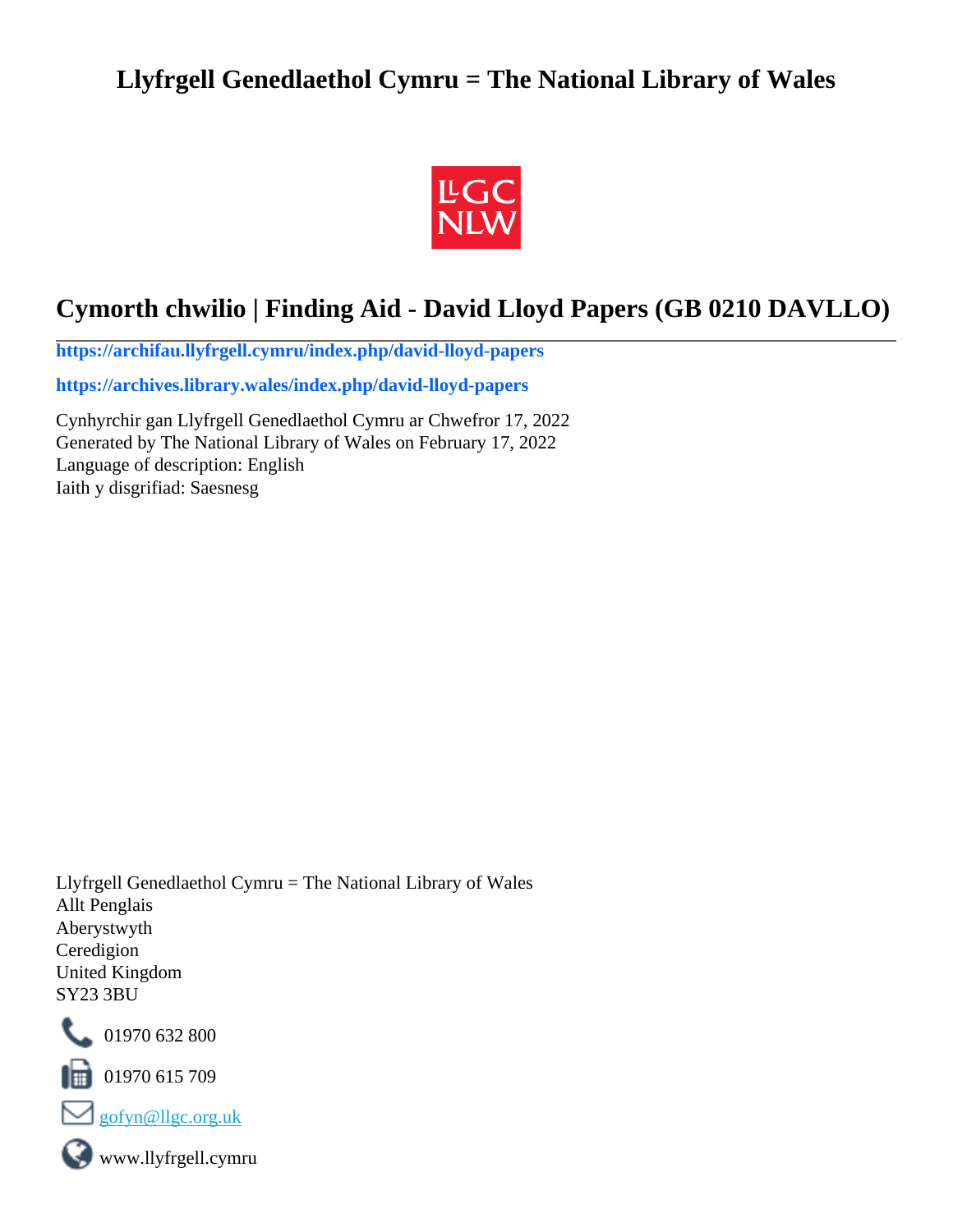# Llyfrgell Genedlaethol Cymru = The National Library of Wales

## Cymorth chwilio | Finding Aid - David Lloyd Papers (GB 0210 DAVLLO)

**https://archifau.llyfrgell.cymru/index.php/david-lloyd-papers**

**https://archives.library.wales/index.php/david-lloyd-papers**

Cynhyrchir gan Llyfrgell Genedlaethol Cymru ar Chwefror 17, 2022
Generated by The National Library of Wales on February 17, 2022
Language of description: English
Iaith y disgrifiad: Saesnesg

Llyfrgell Genedlaethol Cymru = The National Library of Wales
Allt Penglais
Aberystwyth
Ceredigion
United Kingdom
SY23 3BU

01970 632 800

01970 615 709

gofyn@llgc.org.uk

www.llyfrgell.cymru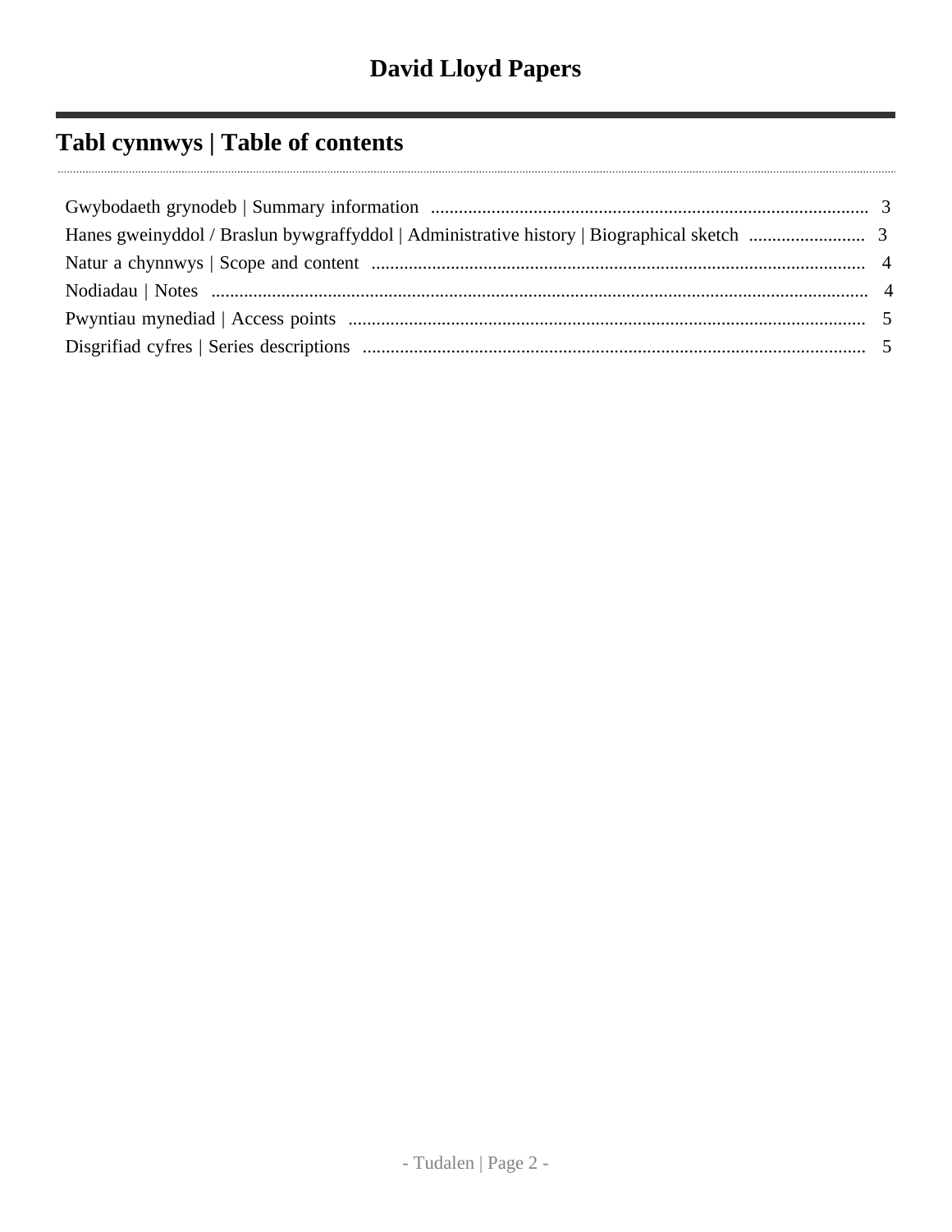# David Lloyd Papers

## Tabl cynnwys | Table of contents

Gwybodaeth grynodeb | Summary information .... 3
Hanes gweinyddol / Braslun bywgraffyddol | Administrative history | Biographical sketch .... 3
Natur a chynnwys | Scope and content .... 4
Nodiadau | Notes .... 4
Pwyntiau mynediad | Access points .... 5
Disgrifiad cyfres | Series descriptions .... 5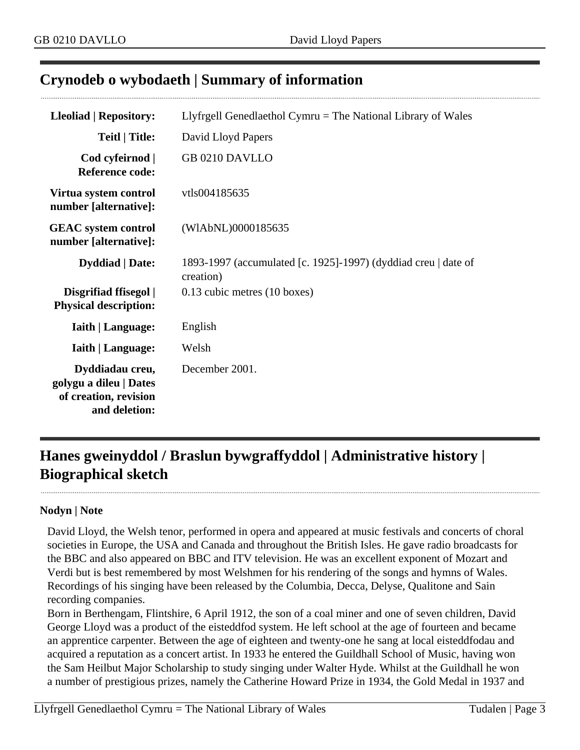## Crynodeb o wybodaeth | Summary of information

| | |
|---|---|
| **Lleoliad \| Repository:** | Llyfrgell Genedlaethol Cymru = The National Library of Wales |
| **Teitl \| Title:** | David Lloyd Papers |
| **Cod cyfeirnod \| Reference code:** | GB 0210 DAVLLO |
| **Virtua system control number [alternative]:** | vtls004185635 |
| **GEAC system control number [alternative]:** | (WlAbNL)0000185635 |
| **Dyddiad \| Date:** | 1893-1997 (accumulated [c. 1925]-1997) (dyddiad creu \| date of creation) |
| **Disgrifiad ffisegol \| Physical description:** | 0.13 cubic metres (10 boxes) |
| **Iaith \| Language:** | English |
| **Iaith \| Language:** | Welsh |
| **Dyddiadau creu, golygu a dileu \| Dates of creation, revision and deletion:** | December 2001. |

## Hanes gweinyddol / Braslun bywgraffyddol | Administrative history | Biographical sketch

**Nodyn | Note**

David Lloyd, the Welsh tenor, performed in opera and appeared at music festivals and concerts of choral societies in Europe, the USA and Canada and throughout the British Isles. He gave radio broadcasts for the BBC and also appeared on BBC and ITV television. He was an excellent exponent of Mozart and Verdi but is best remembered by most Welshmen for his rendering of the songs and hymns of Wales. Recordings of his singing have been released by the Columbia, Decca, Delyse, Qualitone and Sain recording companies.
Born in Berthengam, Flintshire, 6 April 1912, the son of a coal miner and one of seven children, David George Lloyd was a product of the eisteddfod system. He left school at the age of fourteen and became an apprentice carpenter. Between the age of eighteen and twenty-one he sang at local eisteddfodau and acquired a reputation as a concert artist. In 1933 he entered the Guildhall School of Music, having won the Sam Heilbut Major Scholarship to study singing under Walter Hyde. Whilst at the Guildhall he won a number of prestigious prizes, namely the Catherine Howard Prize in 1934, the Gold Medal in 1937 and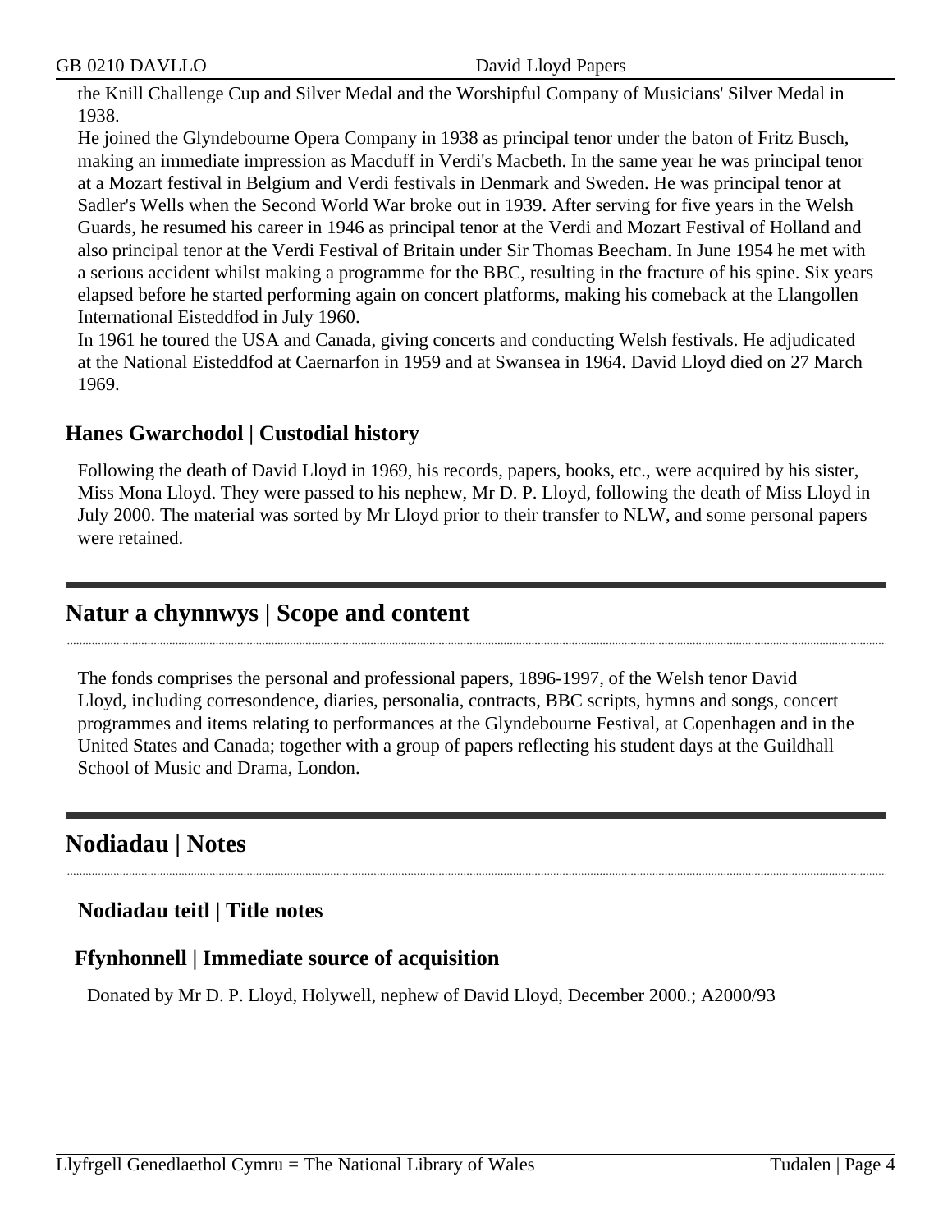the Knill Challenge Cup and Silver Medal and the Worshipful Company of Musicians' Silver Medal in 1938.

He joined the Glyndebourne Opera Company in 1938 as principal tenor under the baton of Fritz Busch, making an immediate impression as Macduff in Verdi's Macbeth. In the same year he was principal tenor at a Mozart festival in Belgium and Verdi festivals in Denmark and Sweden. He was principal tenor at Sadler's Wells when the Second World War broke out in 1939. After serving for five years in the Welsh Guards, he resumed his career in 1946 as principal tenor at the Verdi and Mozart Festival of Holland and also principal tenor at the Verdi Festival of Britain under Sir Thomas Beecham. In June 1954 he met with a serious accident whilst making a programme for the BBC, resulting in the fracture of his spine. Six years elapsed before he started performing again on concert platforms, making his comeback at the Llangollen International Eisteddfod in July 1960.

In 1961 he toured the USA and Canada, giving concerts and conducting Welsh festivals. He adjudicated at the National Eisteddfod at Caernarfon in 1959 and at Swansea in 1964. David Lloyd died on 27 March 1969.

### Hanes Gwarchodol | Custodial history

Following the death of David Lloyd in 1969, his records, papers, books, etc., were acquired by his sister, Miss Mona Lloyd. They were passed to his nephew, Mr D. P. Lloyd, following the death of Miss Lloyd in July 2000. The material was sorted by Mr Lloyd prior to their transfer to NLW, and some personal papers were retained.

## Natur a chynnwys | Scope and content

The fonds comprises the personal and professional papers, 1896-1997, of the Welsh tenor David Lloyd, including corresondence, diaries, personalia, contracts, BBC scripts, hymns and songs, concert programmes and items relating to performances at the Glyndebourne Festival, at Copenhagen and in the United States and Canada; together with a group of papers reflecting his student days at the Guildhall School of Music and Drama, London.

## Nodiadau | Notes

### Nodiadau teitl | Title notes

### Ffynhonnell | Immediate source of acquisition

Donated by Mr D. P. Lloyd, Holywell, nephew of David Lloyd, December 2000.; A2000/93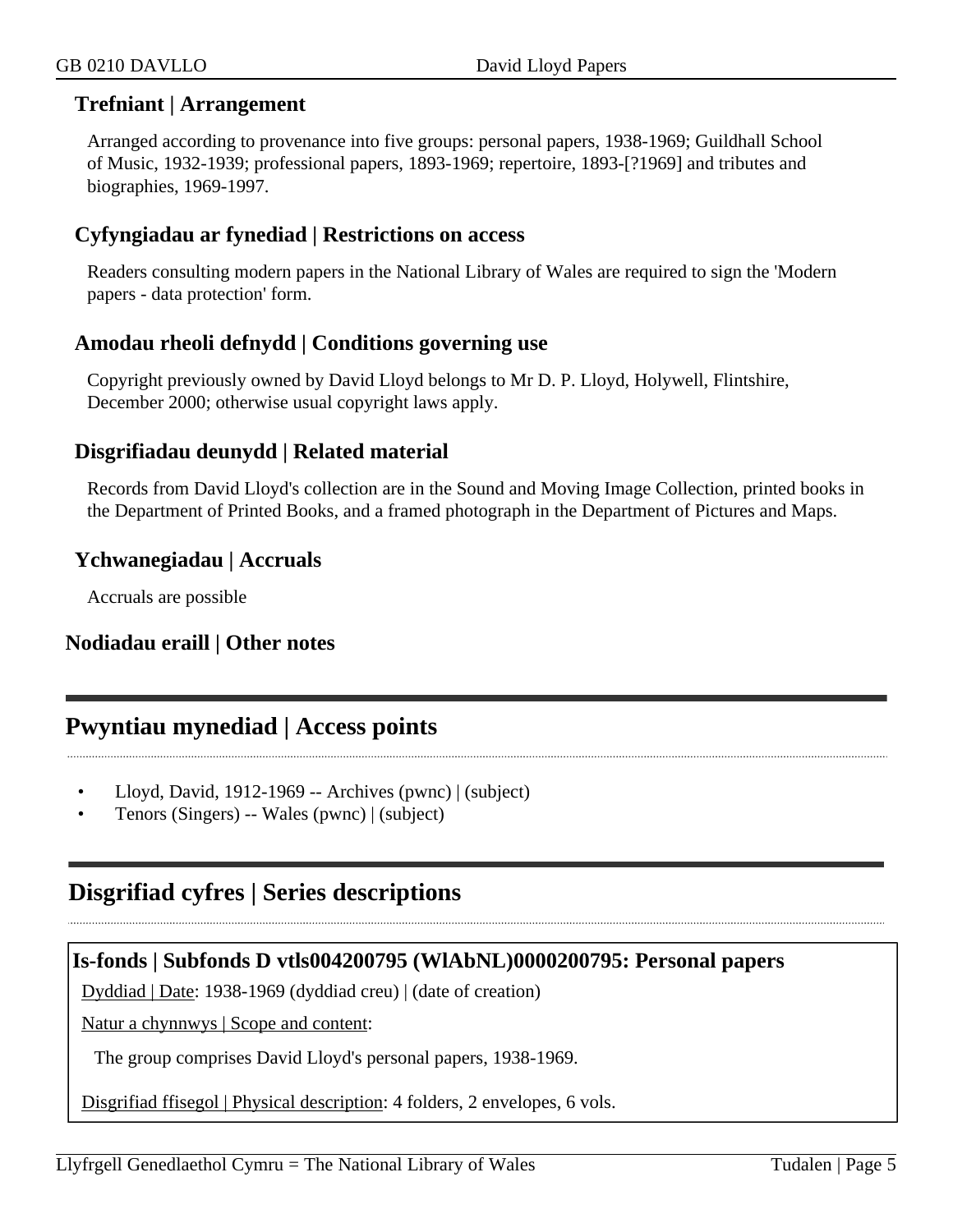### Trefniant | Arrangement

Arranged according to provenance into five groups: personal papers, 1938-1969; Guildhall School of Music, 1932-1939; professional papers, 1893-1969; repertoire, 1893-[?1969] and tributes and biographies, 1969-1997.

### Cyfyngiadau ar fynediad | Restrictions on access

Readers consulting modern papers in the National Library of Wales are required to sign the 'Modern papers - data protection' form.

### Amodau rheoli defnydd | Conditions governing use

Copyright previously owned by David Lloyd belongs to Mr D. P. Lloyd, Holywell, Flintshire, December 2000; otherwise usual copyright laws apply.

### Disgrifiadau deunydd | Related material

Records from David Lloyd's collection are in the Sound and Moving Image Collection, printed books in the Department of Printed Books, and a framed photograph in the Department of Pictures and Maps.

### Ychwanegiadau | Accruals

Accruals are possible

### Nodiadau eraill | Other notes

## Pwyntiau mynediad | Access points

- Lloyd, David, 1912-1969 -- Archives (pwnc) | (subject)
- Tenors (Singers) -- Wales (pwnc) | (subject)

## Disgrifiad cyfres | Series descriptions

### Is-fonds | Subfonds D vtls004200795 (WlAbNL)0000200795: Personal papers

Dyddiad | Date: 1938-1969 (dyddiad creu) | (date of creation)

Natur a chynnwys | Scope and content:

The group comprises David Lloyd's personal papers, 1938-1969.

Disgrifiad ffisegol | Physical description: 4 folders, 2 envelopes, 6 vols.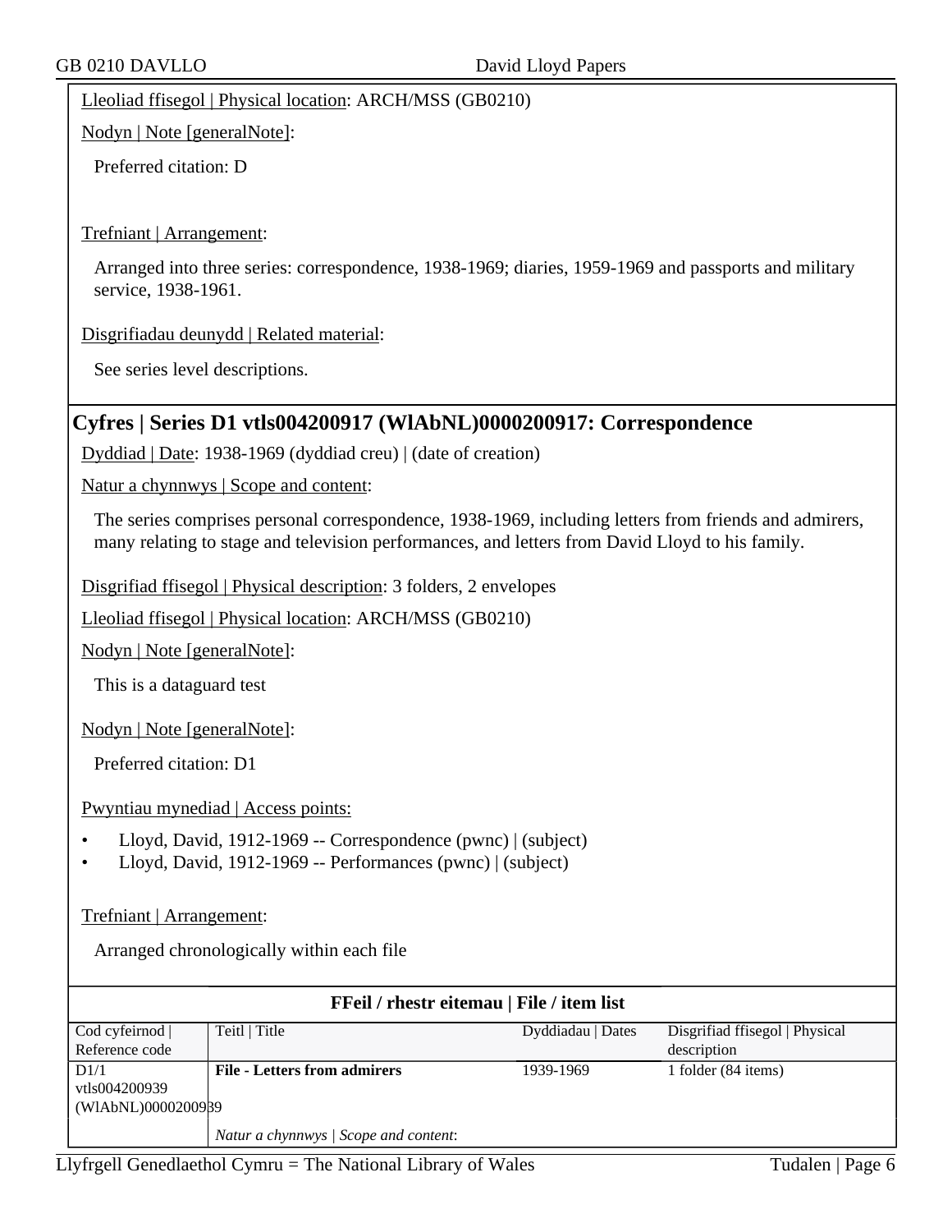Lleoliad ffisegol | Physical location: ARCH/MSS (GB0210)

Nodyn | Note [generalNote]:

Preferred citation: D

Trefniant | Arrangement:

Arranged into three series: correspondence, 1938-1969; diaries, 1959-1969 and passports and military service, 1938-1961.

Disgrifiadau deunydd | Related material:

See series level descriptions.

## Cyfres | Series D1 vtls004200917 (WlAbNL)0000200917: Correspondence

Dyddiad | Date: 1938-1969 (dyddiad creu) | (date of creation)

Natur a chynnwys | Scope and content:

The series comprises personal correspondence, 1938-1969, including letters from friends and admirers, many relating to stage and television performances, and letters from David Lloyd to his family.

Disgrifiad ffisegol | Physical description: 3 folders, 2 envelopes

Lleoliad ffisegol | Physical location: ARCH/MSS (GB0210)

Nodyn | Note [generalNote]:

This is a dataguard test

Nodyn | Note [generalNote]:

Preferred citation: D1

Pwyntiau mynediad | Access points:

- Lloyd, David, 1912-1969 -- Correspondence (pwnc) | (subject)
- Lloyd, David, 1912-1969 -- Performances (pwnc) | (subject)

Trefniant | Arrangement:

Arranged chronologically within each file

**FFeil / rhestr eitemau | File / item list**

| Cod cyfeirnod \| Reference code | Teitl \| Title | Dyddiadau \| Dates | Disgrifiad ffisegol \| Physical description |
|---|---|---|---|
| D1/1 vtls004200939 (WlAbNL)0000200939 | **File - Letters from admirers** | 1939-1969 | 1 folder (84 items) |
| | *Natur a chynnwys \| Scope and content*: | | |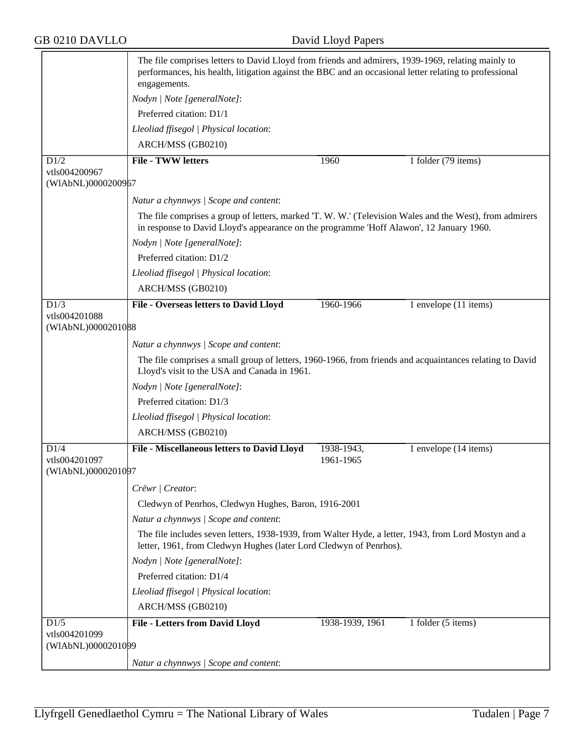The file comprises letters to David Lloyd from friends and admirers, 1939-1969, relating mainly to performances, his health, litigation against the BBC and an occasional letter relating to professional engagements.

*Nodyn | Note [generalNote]*:

Preferred citation: D1/1

*Lleoliad ffisegol | Physical location*:

ARCH/MSS (GB0210)

| D1/2<br>vtls004200967<br>(WlAbNL)0000200967 | **File - TWW letters** | 1960 | 1 folder (79 items) |
|---|---|---|---|

*Natur a chynnwys | Scope and content*:

The file comprises a group of letters, marked 'T. W. W.' (Television Wales and the West), from admirers in response to David Lloyd's appearance on the programme 'Hoff Alawon', 12 January 1960.

*Nodyn | Note [generalNote]*:

Preferred citation: D1/2

*Lleoliad ffisegol | Physical location*:

ARCH/MSS (GB0210)

| D1/3<br>vtls004201088<br>(WlAbNL)0000201088 | **File - Overseas letters to David Lloyd** | 1960-1966 | 1 envelope (11 items) |
|---|---|---|---|

*Natur a chynnwys | Scope and content*:

The file comprises a small group of letters, 1960-1966, from friends and acquaintances relating to David Lloyd's visit to the USA and Canada in 1961.

*Nodyn | Note [generalNote]*:

Preferred citation: D1/3

*Lleoliad ffisegol | Physical location*:

ARCH/MSS (GB0210)

| D1/4<br>vtls004201097<br>(WlAbNL)0000201097 | **File - Miscellaneous letters to David Lloyd** | 1938-1943, 1961-1965 | 1 envelope (14 items) |
|---|---|---|---|

*Crëwr | Creator*:

Cledwyn of Penrhos, Cledwyn Hughes, Baron, 1916-2001

*Natur a chynnwys | Scope and content*:

The file includes seven letters, 1938-1939, from Walter Hyde, a letter, 1943, from Lord Mostyn and a letter, 1961, from Cledwyn Hughes (later Lord Cledwyn of Penrhos).

*Nodyn | Note [generalNote]*:

Preferred citation: D1/4

*Lleoliad ffisegol | Physical location*:

ARCH/MSS (GB0210)

| D1/5<br>vtls004201099<br>(WlAbNL)0000201099 | **File - Letters from David Lloyd** | 1938-1939, 1961 | 1 folder (5 items) |
|---|---|---|---|

*Natur a chynnwys | Scope and content*: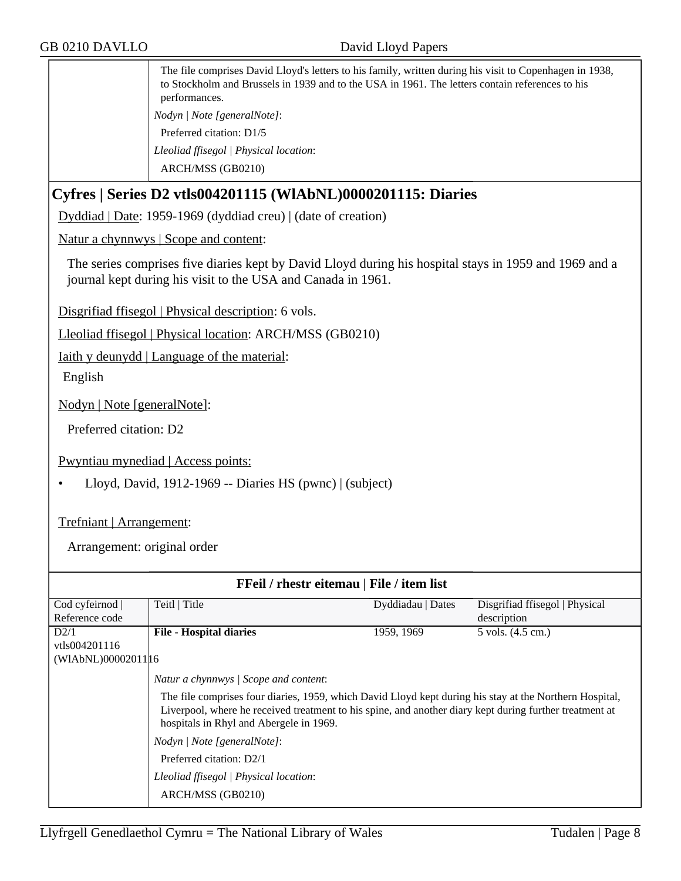The file comprises David Lloyd's letters to his family, written during his visit to Copenhagen in 1938, to Stockholm and Brussels in 1939 and to the USA in 1961. The letters contain references to his performances.

*Nodyn | Note [generalNote]*:

Preferred citation: D1/5

*Lleoliad ffisegol | Physical location*:

ARCH/MSS (GB0210)

## Cyfres | Series D2 vtls004201115 (WlAbNL)0000201115: Diaries

Dyddiad | Date: 1959-1969 (dyddiad creu) | (date of creation)

Natur a chynnwys | Scope and content:

The series comprises five diaries kept by David Lloyd during his hospital stays in 1959 and 1969 and a journal kept during his visit to the USA and Canada in 1961.

Disgrifiad ffisegol | Physical description: 6 vols.

Lleoliad ffisegol | Physical location: ARCH/MSS (GB0210)

Iaith y deunydd | Language of the material:

English

Nodyn | Note [generalNote]:

Preferred citation: D2

Pwyntiau mynediad | Access points:

- Lloyd, David, 1912-1969 -- Diaries HS (pwnc) | (subject)

Trefniant | Arrangement:

Arrangement: original order

**FFeil / rhestr eitemau | File / item list**

| Cod cyfeirnod \| Reference code | Teitl \| Title | Dyddiadau \| Dates | Disgrifiad ffisegol \| Physical description |
|---|---|---|---|
| D2/1 vtls004201116 (WlAbNL)0000201116 | **File - Hospital diaries** | 1959, 1969 | 5 vols. (4.5 cm.) |

*Natur a chynnwys | Scope and content*:

The file comprises four diaries, 1959, which David Lloyd kept during his stay at the Northern Hospital, Liverpool, where he received treatment to his spine, and another diary kept during further treatment at hospitals in Rhyl and Abergele in 1969.

*Nodyn | Note [generalNote]*:

Preferred citation: D2/1

*Lleoliad ffisegol | Physical location*:

ARCH/MSS (GB0210)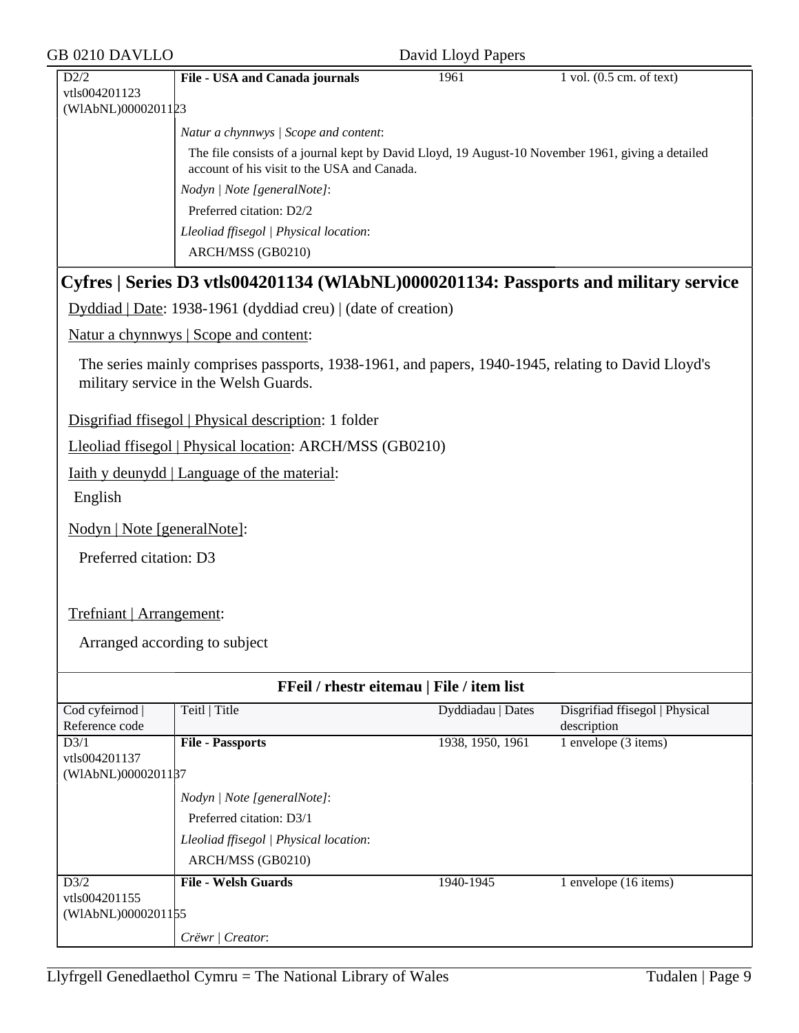| D2/2 vtls004201123 (WlAbNL)0000201123 | **File - USA and Canada journals** | 1961 | 1 vol. (0.5 cm. of text) |
|---|---|---|---|

*Natur a chynnwys | Scope and content*:

The file consists of a journal kept by David Lloyd, 19 August-10 November 1961, giving a detailed account of his visit to the USA and Canada.

*Nodyn | Note [generalNote]*:

Preferred citation: D2/2

*Lleoliad ffisegol | Physical location*:

ARCH/MSS (GB0210)

## Cyfres | Series D3 vtls004201134 (WlAbNL)0000201134: Passports and military service

Dyddiad | Date: 1938-1961 (dyddiad creu) | (date of creation)

Natur a chynnwys | Scope and content:

The series mainly comprises passports, 1938-1961, and papers, 1940-1945, relating to David Lloyd's military service in the Welsh Guards.

Disgrifiad ffisegol | Physical description: 1 folder

Lleoliad ffisegol | Physical location: ARCH/MSS (GB0210)

Iaith y deunydd | Language of the material:

English

Nodyn | Note [generalNote]:

Preferred citation: D3

Trefniant | Arrangement:

Arranged according to subject

**FFeil / rhestr eitemau | File / item list**

| Cod cyfeirnod \| Reference code | Teitl \| Title | Dyddiadau \| Dates | Disgrifiad ffisegol \| Physical description |
|---|---|---|---|
| D3/1 vtls004201137 (WlAbNL)0000201137 | **File - Passports** | 1938, 1950, 1961 | 1 envelope (3 items) |

*Nodyn | Note [generalNote]*:

Preferred citation: D3/1

*Lleoliad ffisegol | Physical location*:

ARCH/MSS (GB0210)

| D3/2 vtls004201155 (WlAbNL)0000201155 | **File - Welsh Guards** | 1940-1945 | 1 envelope (16 items) |
|---|---|---|---|

*Crëwr | Creator*: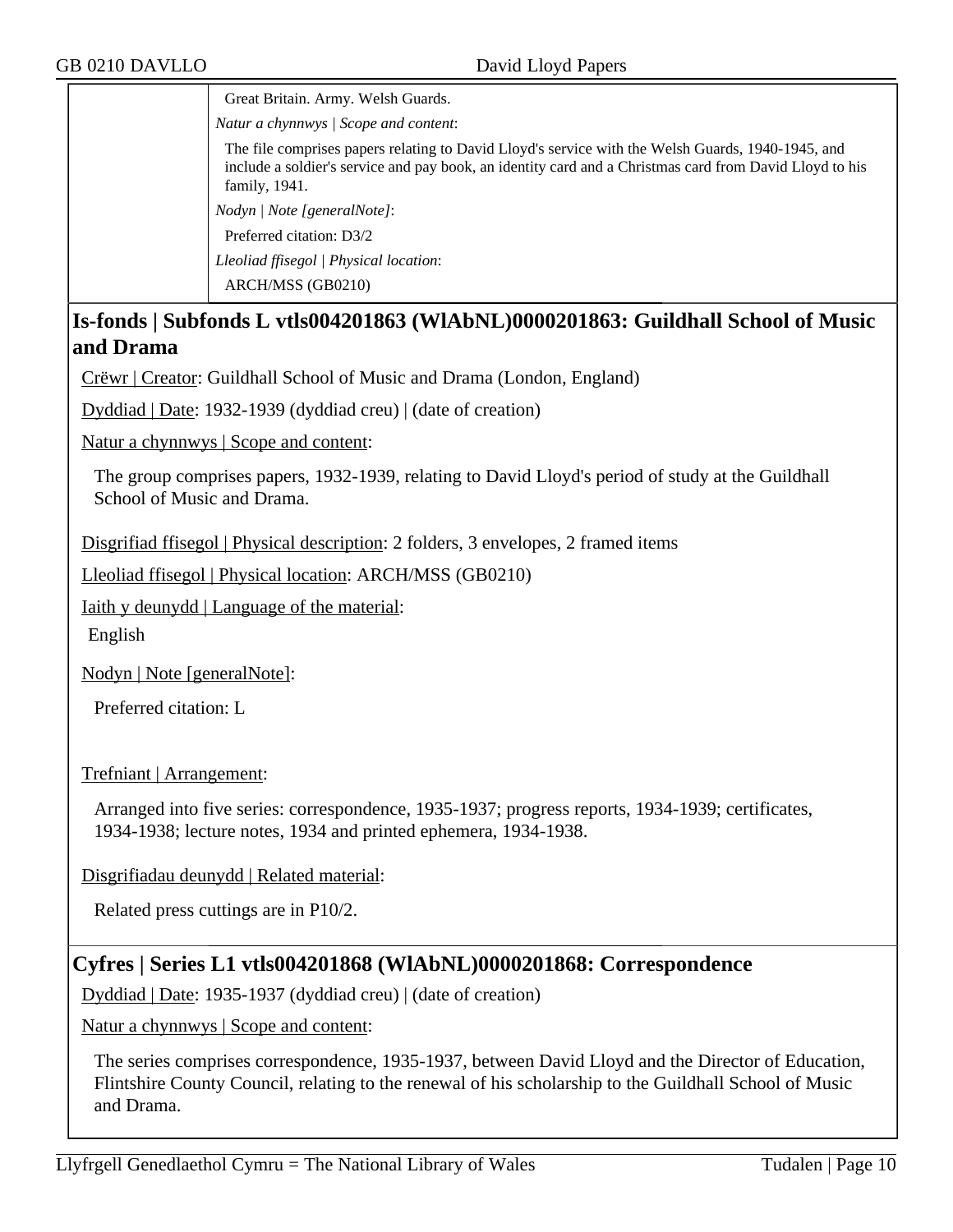Great Britain. Army. Welsh Guards.

*Natur a chynnwys | Scope and content*:

The file comprises papers relating to David Lloyd's service with the Welsh Guards, 1940-1945, and include a soldier's service and pay book, an identity card and a Christmas card from David Lloyd to his family, 1941.

*Nodyn | Note [generalNote]*:

Preferred citation: D3/2

*Lleoliad ffisegol | Physical location*:

ARCH/MSS (GB0210)

## Is-fonds | Subfonds L vtls004201863 (WlAbNL)0000201863: Guildhall School of Music and Drama

Crëwr | Creator: Guildhall School of Music and Drama (London, England)

Dyddiad | Date: 1932-1939 (dyddiad creu) | (date of creation)

Natur a chynnwys | Scope and content:

The group comprises papers, 1932-1939, relating to David Lloyd's period of study at the Guildhall School of Music and Drama.

Disgrifiad ffisegol | Physical description: 2 folders, 3 envelopes, 2 framed items

Lleoliad ffisegol | Physical location: ARCH/MSS (GB0210)

Iaith y deunydd | Language of the material:

English

Nodyn | Note [generalNote]:

Preferred citation: L

Trefniant | Arrangement:

Arranged into five series: correspondence, 1935-1937; progress reports, 1934-1939; certificates, 1934-1938; lecture notes, 1934 and printed ephemera, 1934-1938.

Disgrifiadau deunydd | Related material:

Related press cuttings are in P10/2.

## Cyfres | Series L1 vtls004201868 (WlAbNL)0000201868: Correspondence

Dyddiad | Date: 1935-1937 (dyddiad creu) | (date of creation)

Natur a chynnwys | Scope and content:

The series comprises correspondence, 1935-1937, between David Lloyd and the Director of Education, Flintshire County Council, relating to the renewal of his scholarship to the Guildhall School of Music and Drama.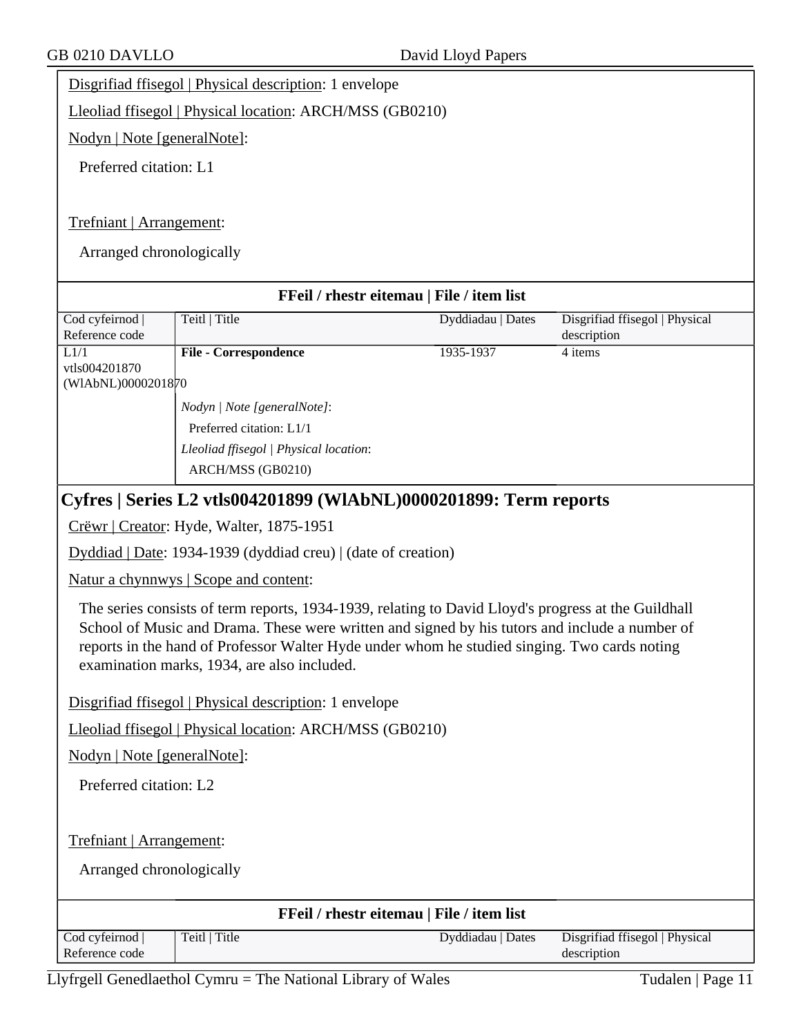Disgrifiad ffisegol | Physical description: 1 envelope

Lleoliad ffisegol | Physical location: ARCH/MSS (GB0210)

Nodyn | Note [generalNote]:

Preferred citation: L1

Trefniant | Arrangement:

Arranged chronologically

**FFeil / rhestr eitemau | File / item list**

| Cod cyfeirnod \| Reference code | Teitl \| Title | Dyddiadau \| Dates | Disgrifiad ffisegol \| Physical description |
|---|---|---|---|
| L1/1 vtls004201870 (WlAbNL)0000201870 | **File - Correspondence**<br>*Nodyn \| Note [generalNote]*:<br>Preferred citation: L1/1<br>*Lleoliad ffisegol \| Physical location*:<br>ARCH/MSS (GB0210) | 1935-1937 | 4 items |

## Cyfres | Series L2 vtls004201899 (WlAbNL)0000201899: Term reports

Crëwr | Creator: Hyde, Walter, 1875-1951

Dyddiad | Date: 1934-1939 (dyddiad creu) | (date of creation)

Natur a chynnwys | Scope and content:

The series consists of term reports, 1934-1939, relating to David Lloyd's progress at the Guildhall School of Music and Drama. These were written and signed by his tutors and include a number of reports in the hand of Professor Walter Hyde under whom he studied singing. Two cards noting examination marks, 1934, are also included.

Disgrifiad ffisegol | Physical description: 1 envelope

Lleoliad ffisegol | Physical location: ARCH/MSS (GB0210)

Nodyn | Note [generalNote]:

Preferred citation: L2

Trefniant | Arrangement:

Arranged chronologically

**FFeil / rhestr eitemau | File / item list**

| Cod cyfeirnod \| Reference code | Teitl \| Title | Dyddiadau \| Dates | Disgrifiad ffisegol \| Physical description |
|---|---|---|---|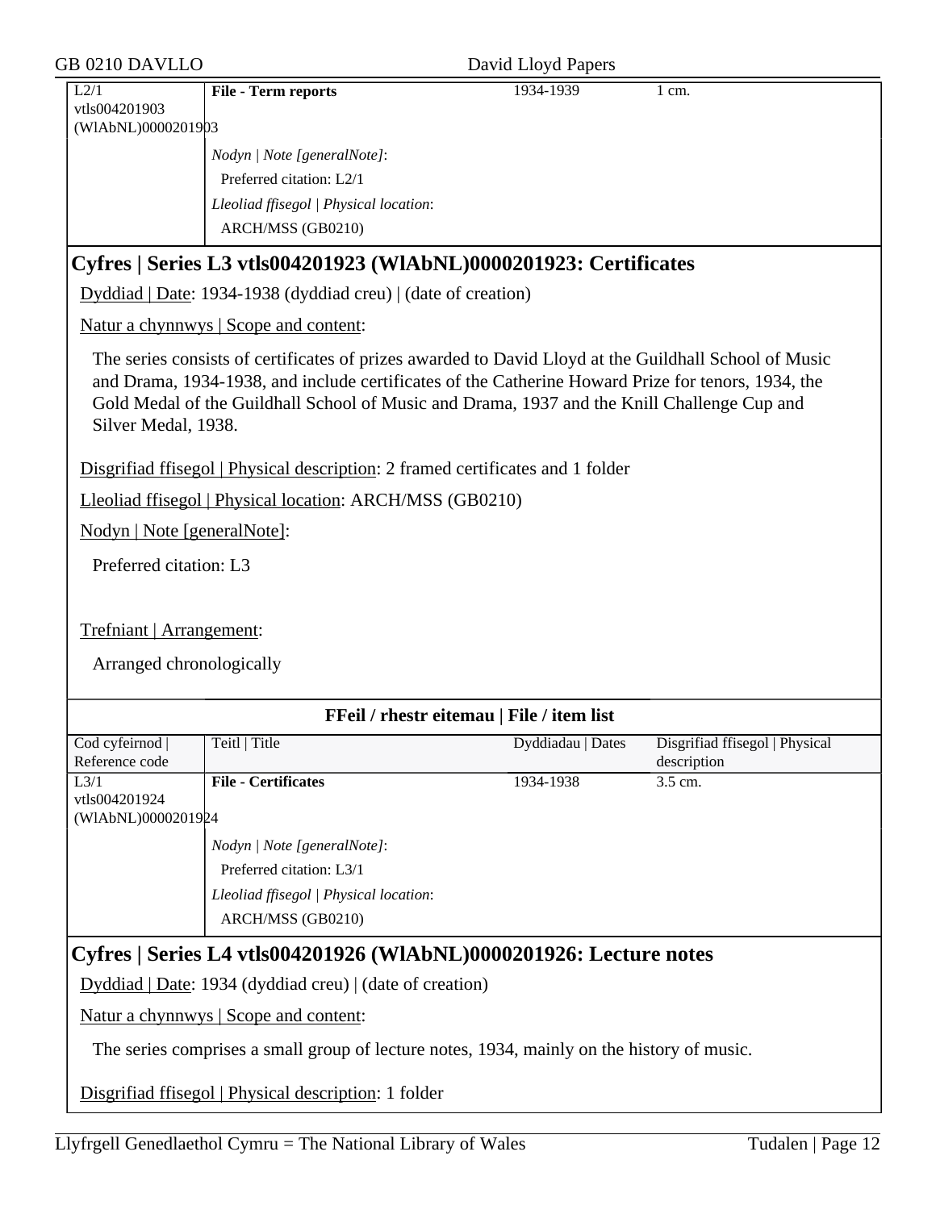| | | | |
|---|---|---|---|
| L2/1<br>vtls004201903<br>(WlAbNL)0000201903 | **File - Term reports** | 1934-1939 | 1 cm. |
| | *Nodyn \| Note [generalNote]*:<br>Preferred citation: L2/1<br>*Lleoliad ffisegol \| Physical location*:<br>ARCH/MSS (GB0210) | | |

## Cyfres | Series L3 vtls004201923 (WlAbNL)0000201923: Certificates

Dyddiad | Date: 1934-1938 (dyddiad creu) | (date of creation)

Natur a chynnwys | Scope and content:

The series consists of certificates of prizes awarded to David Lloyd at the Guildhall School of Music and Drama, 1934-1938, and include certificates of the Catherine Howard Prize for tenors, 1934, the Gold Medal of the Guildhall School of Music and Drama, 1937 and the Knill Challenge Cup and Silver Medal, 1938.

Disgrifiad ffisegol | Physical description: 2 framed certificates and 1 folder

Lleoliad ffisegol | Physical location: ARCH/MSS (GB0210)

Nodyn | Note [generalNote]:

Preferred citation: L3

Trefniant | Arrangement:

Arranged chronologically

**FFeil / rhestr eitemau | File / item list**

| Cod cyfeirnod \| Reference code | Teitl \| Title | Dyddiadau \| Dates | Disgrifiad ffisegol \| Physical description |
|---|---|---|---|
| L3/1<br>vtls004201924<br>(WlAbNL)0000201924 | **File - Certificates** | 1934-1938 | 3.5 cm. |
| | *Nodyn \| Note [generalNote]*:<br>Preferred citation: L3/1<br>*Lleoliad ffisegol \| Physical location*:<br>ARCH/MSS (GB0210) | | |

## Cyfres | Series L4 vtls004201926 (WlAbNL)0000201926: Lecture notes

Dyddiad | Date: 1934 (dyddiad creu) | (date of creation)

Natur a chynnwys | Scope and content:

The series comprises a small group of lecture notes, 1934, mainly on the history of music.

Disgrifiad ffisegol | Physical description: 1 folder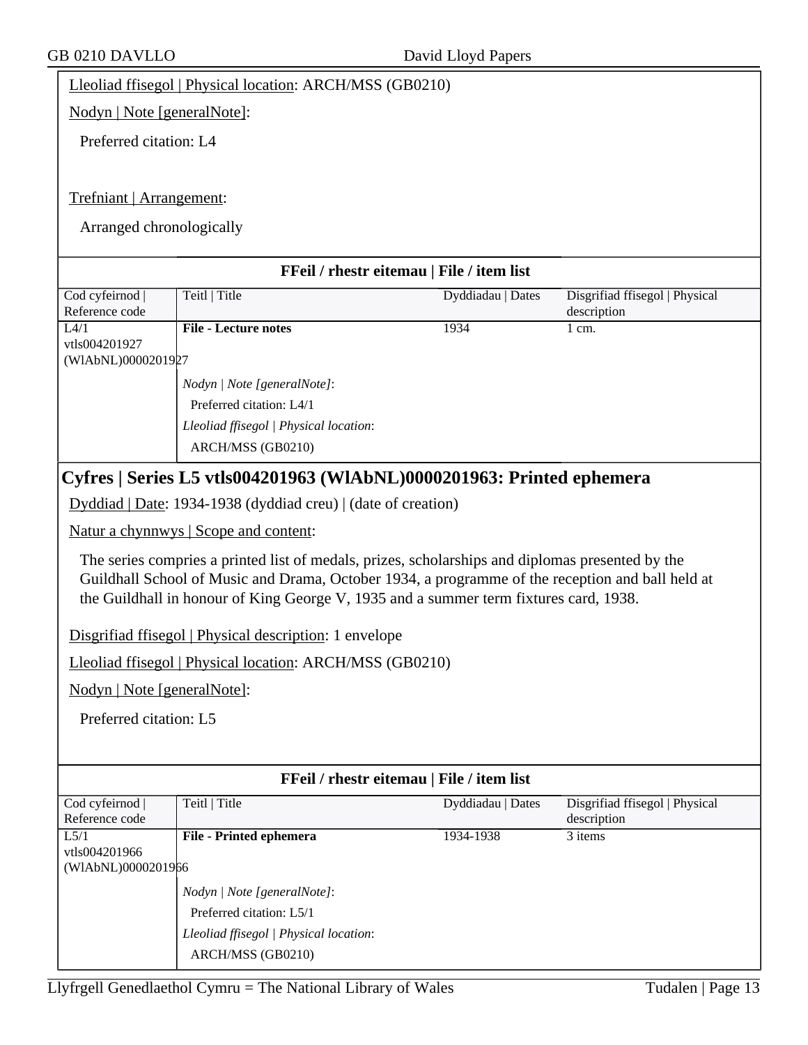Lleoliad ffisegol | Physical location: ARCH/MSS (GB0210)

Nodyn | Note [generalNote]:

Preferred citation: L4

Trefniant | Arrangement:

Arranged chronologically

**FFeil / rhestr eitemau | File / item list**

| Cod cyfeirnod \| Reference code | Teitl \| Title | Dyddiadau \| Dates | Disgrifiad ffisegol \| Physical description |
|---|---|---|---|
| L4/1 vtls004201927 (WlAbNL)0000201927 | **File - Lecture notes**<br>*Nodyn \| Note [generalNote]*:<br>Preferred citation: L4/1<br>*Lleoliad ffisegol \| Physical location*:<br>ARCH/MSS (GB0210) | 1934 | 1 cm. |

## Cyfres | Series L5 vtls004201963 (WlAbNL)0000201963: Printed ephemera

Dyddiad | Date: 1934-1938 (dyddiad creu) | (date of creation)

Natur a chynnwys | Scope and content:

The series compries a printed list of medals, prizes, scholarships and diplomas presented by the Guildhall School of Music and Drama, October 1934, a programme of the reception and ball held at the Guildhall in honour of King George V, 1935 and a summer term fixtures card, 1938.

Disgrifiad ffisegol | Physical description: 1 envelope

Lleoliad ffisegol | Physical location: ARCH/MSS (GB0210)

Nodyn | Note [generalNote]:

Preferred citation: L5

**FFeil / rhestr eitemau | File / item list**

| Cod cyfeirnod \| Reference code | Teitl \| Title | Dyddiadau \| Dates | Disgrifiad ffisegol \| Physical description |
|---|---|---|---|
| L5/1 vtls004201966 (WlAbNL)0000201966 | **File - Printed ephemera**<br>*Nodyn \| Note [generalNote]*:<br>Preferred citation: L5/1<br>*Lleoliad ffisegol \| Physical location*:<br>ARCH/MSS (GB0210) | 1934-1938 | 3 items |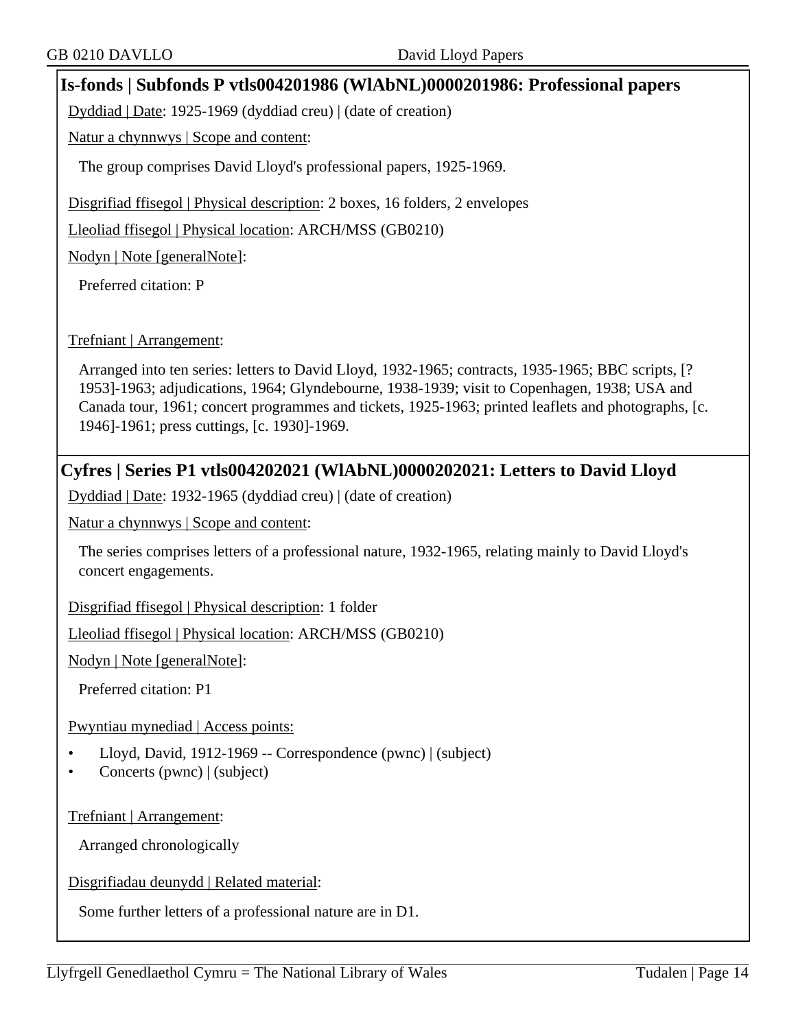## Is-fonds | Subfonds P vtls004201986 (WlAbNL)0000201986: Professional papers

Dyddiad | Date: 1925-1969 (dyddiad creu) | (date of creation)

Natur a chynnwys | Scope and content:

The group comprises David Lloyd's professional papers, 1925-1969.

Disgrifiad ffisegol | Physical description: 2 boxes, 16 folders, 2 envelopes

Lleoliad ffisegol | Physical location: ARCH/MSS (GB0210)

Nodyn | Note [generalNote]:

Preferred citation: P

Trefniant | Arrangement:

Arranged into ten series: letters to David Lloyd, 1932-1965; contracts, 1935-1965; BBC scripts, [?1953]-1963; adjudications, 1964; Glyndebourne, 1938-1939; visit to Copenhagen, 1938; USA and Canada tour, 1961; concert programmes and tickets, 1925-1963; printed leaflets and photographs, [c. 1946]-1961; press cuttings, [c. 1930]-1969.

## Cyfres | Series P1 vtls004202021 (WlAbNL)0000202021: Letters to David Lloyd

Dyddiad | Date: 1932-1965 (dyddiad creu) | (date of creation)

Natur a chynnwys | Scope and content:

The series comprises letters of a professional nature, 1932-1965, relating mainly to David Lloyd's concert engagements.

Disgrifiad ffisegol | Physical description: 1 folder

Lleoliad ffisegol | Physical location: ARCH/MSS (GB0210)

Nodyn | Note [generalNote]:

Preferred citation: P1

Pwyntiau mynediad | Access points:

- Lloyd, David, 1912-1969 -- Correspondence (pwnc) | (subject)
- Concerts (pwnc) | (subject)

Trefniant | Arrangement:

Arranged chronologically

Disgrifiadau deunydd | Related material:

Some further letters of a professional nature are in D1.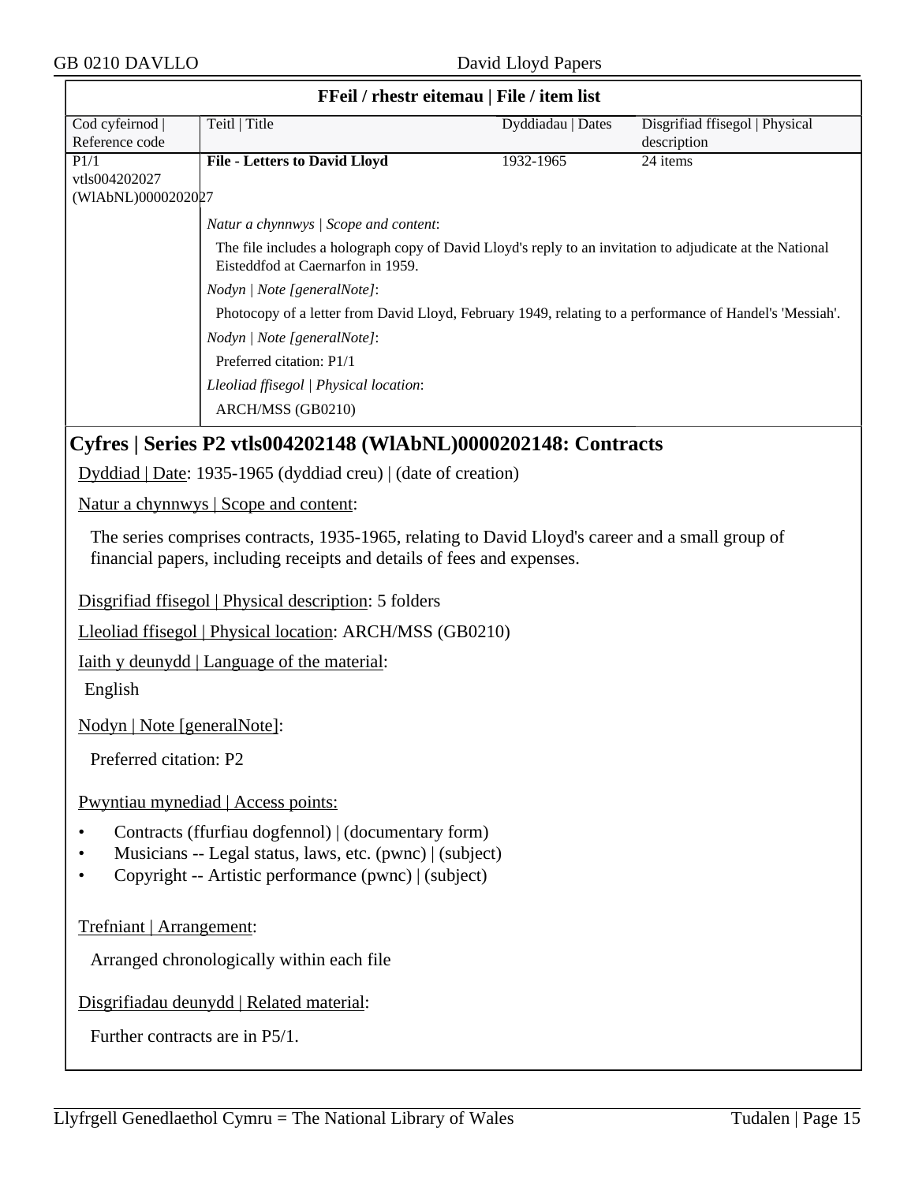**FFeil / rhestr eitemau | File / item list**

| Cod cyfeirnod \| Reference code | Teitl \| Title | Dyddiadau \| Dates | Disgrifiad ffisegol \| Physical description |
|---|---|---|---|
| P1/1 vtls004202027 (WlAbNL)0000202027 | **File - Letters to David Lloyd** | 1932-1965 | 24 items |

*Natur a chynnwys | Scope and content*:

The file includes a holograph copy of David Lloyd's reply to an invitation to adjudicate at the National Eisteddfod at Caernarfon in 1959.

*Nodyn | Note [generalNote]*:

Photocopy of a letter from David Lloyd, February 1949, relating to a performance of Handel's 'Messiah'.

*Nodyn | Note [generalNote]*:

Preferred citation: P1/1

*Lleoliad ffisegol | Physical location*:

ARCH/MSS (GB0210)

## Cyfres | Series P2 vtls004202148 (WlAbNL)0000202148: Contracts

Dyddiad | Date: 1935-1965 (dyddiad creu) | (date of creation)

Natur a chynnwys | Scope and content:

The series comprises contracts, 1935-1965, relating to David Lloyd's career and a small group of financial papers, including receipts and details of fees and expenses.

Disgrifiad ffisegol | Physical description: 5 folders

Lleoliad ffisegol | Physical location: ARCH/MSS (GB0210)

Iaith y deunydd | Language of the material:

English

Nodyn | Note [generalNote]:

Preferred citation: P2

Pwyntiau mynediad | Access points:

- Contracts (ffurfiau dogfennol) | (documentary form)
- Musicians -- Legal status, laws, etc. (pwnc) | (subject)
- Copyright -- Artistic performance (pwnc) | (subject)

Trefniant | Arrangement:

Arranged chronologically within each file

Disgrifiadau deunydd | Related material:

Further contracts are in P5/1.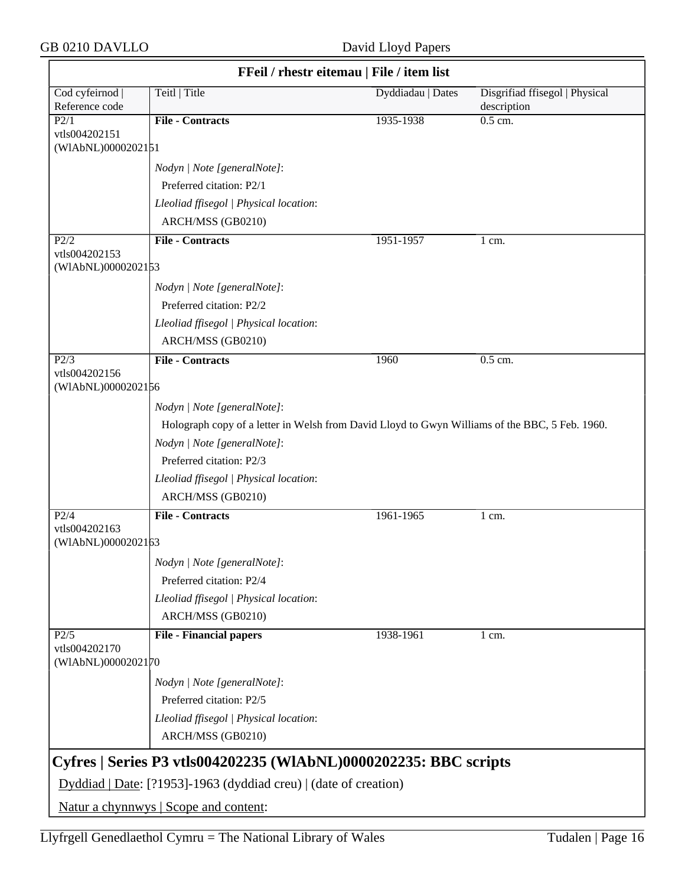## FFeil / rhestr eitemau | File / item list

| Cod cyfeirnod \| Reference code | Teitl \| Title | Dyddiadau \| Dates | Disgrifiad ffisegol \| Physical description |
|---|---|---|---|
| P2/1 vtls004202151 (WlAbNL)0000202151 | **File - Contracts** | 1935-1938 | 0.5 cm. |
| | *Nodyn \| Note [generalNote]*: Preferred citation: P2/1 *Lleoliad ffisegol \| Physical location*: ARCH/MSS (GB0210) | | |
| P2/2 vtls004202153 (WlAbNL)0000202153 | **File - Contracts** | 1951-1957 | 1 cm. |
| | *Nodyn \| Note [generalNote]*: Preferred citation: P2/2 *Lleoliad ffisegol \| Physical location*: ARCH/MSS (GB0210) | | |
| P2/3 vtls004202156 (WlAbNL)0000202156 | **File - Contracts** | 1960 | 0.5 cm. |
| | *Nodyn \| Note [generalNote]*: Holograph copy of a letter in Welsh from David Lloyd to Gwyn Williams of the BBC, 5 Feb. 1960. *Nodyn \| Note [generalNote]*: Preferred citation: P2/3 *Lleoliad ffisegol \| Physical location*: ARCH/MSS (GB0210) | | |
| P2/4 vtls004202163 (WlAbNL)0000202163 | **File - Contracts** | 1961-1965 | 1 cm. |
| | *Nodyn \| Note [generalNote]*: Preferred citation: P2/4 *Lleoliad ffisegol \| Physical location*: ARCH/MSS (GB0210) | | |
| P2/5 vtls004202170 (WlAbNL)0000202170 | **File - Financial papers** | 1938-1961 | 1 cm. |
| | *Nodyn \| Note [generalNote]*: Preferred citation: P2/5 *Lleoliad ffisegol \| Physical location*: ARCH/MSS (GB0210) | | |

## Cyfres | Series P3 vtls004202235 (WlAbNL)0000202235: BBC scripts

Dyddiad | Date: [?1953]-1963 (dyddiad creu) | (date of creation)

Natur a chynnwys | Scope and content: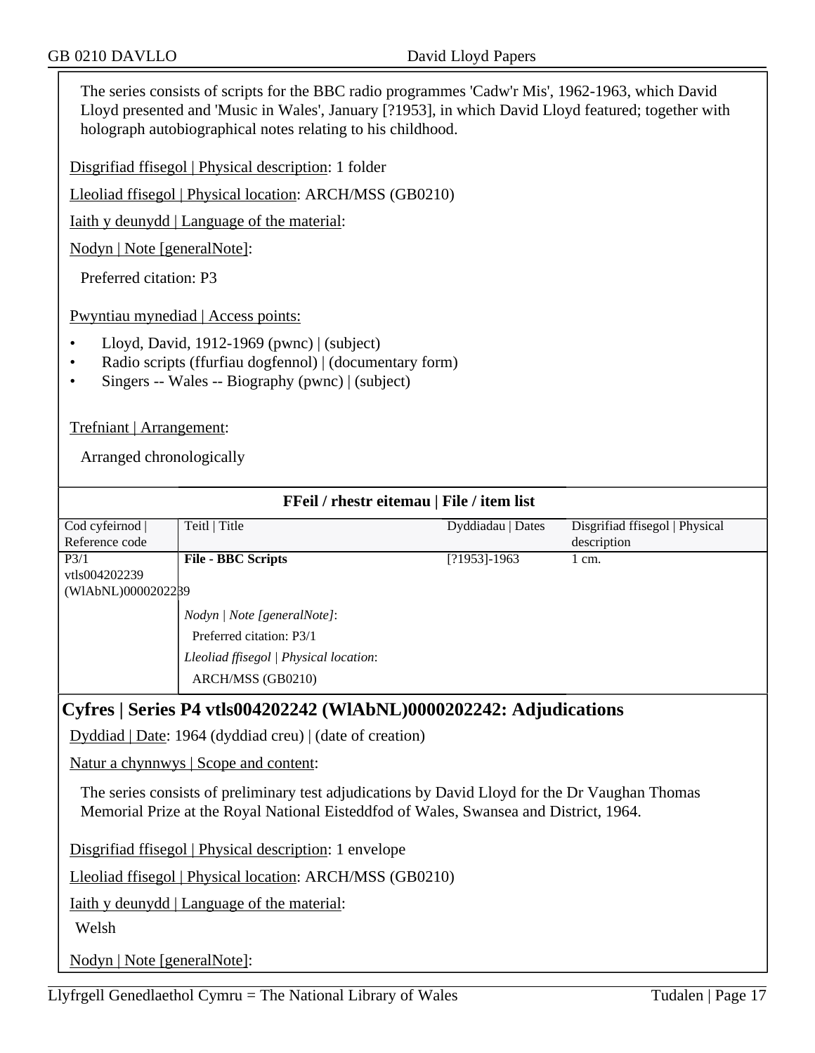The series consists of scripts for the BBC radio programmes 'Cadw'r Mis', 1962-1963, which David Lloyd presented and 'Music in Wales', January [?1953], in which David Lloyd featured; together with holograph autobiographical notes relating to his childhood.

Disgrifiad ffisegol | Physical description: 1 folder

Lleoliad ffisegol | Physical location: ARCH/MSS (GB0210)

Iaith y deunydd | Language of the material:

Nodyn | Note [generalNote]:

Preferred citation: P3

Pwyntiau mynediad | Access points:

- Lloyd, David, 1912-1969 (pwnc) | (subject)
- Radio scripts (ffurfiau dogfennol) | (documentary form)
- Singers -- Wales -- Biography (pwnc) | (subject)

Trefniant | Arrangement:

Arranged chronologically

**FFeil / rhestr eitemau | File / item list**

| Cod cyfeirnod \| Reference code | Teitl \| Title | Dyddiadau \| Dates | Disgrifiad ffisegol \| Physical description |
|---|---|---|---|
| P3/1 vtls004202239 (WlAbNL)0000202239 | **File - BBC Scripts** | [?1953]-1963 | 1 cm. |
| | *Nodyn \| Note [generalNote]*: Preferred citation: P3/1 *Lleoliad ffisegol \| Physical location*: ARCH/MSS (GB0210) | | |

## Cyfres | Series P4 vtls004202242 (WlAbNL)0000202242: Adjudications

Dyddiad | Date: 1964 (dyddiad creu) | (date of creation)

Natur a chynnwys | Scope and content:

The series consists of preliminary test adjudications by David Lloyd for the Dr Vaughan Thomas Memorial Prize at the Royal National Eisteddfod of Wales, Swansea and District, 1964.

Disgrifiad ffisegol | Physical description: 1 envelope

Lleoliad ffisegol | Physical location: ARCH/MSS (GB0210)

Iaith y deunydd | Language of the material:

Welsh

Nodyn | Note [generalNote]: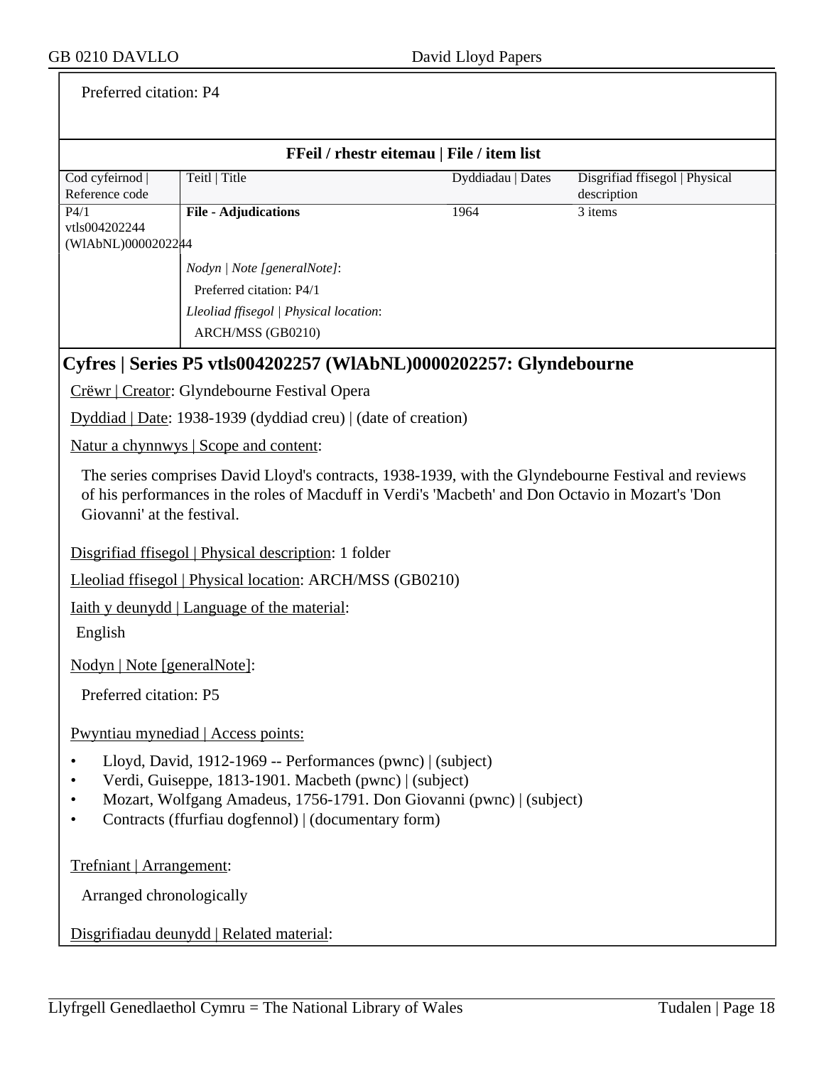Preferred citation: P4

**FFeil / rhestr eitemau | File / item list**

| Cod cyfeirnod \| Reference code | Teitl \| Title | Dyddiadau \| Dates | Disgrifiad ffisegol \| Physical description |
|---|---|---|---|
| P4/1 vtls004202244 (WlAbNL)0000202244 | **File - Adjudications** | 1964 | 3 items |
| | *Nodyn \| Note [generalNote]*: Preferred citation: P4/1 *Lleoliad ffisegol \| Physical location*: ARCH/MSS (GB0210) | | |

## Cyfres | Series P5 vtls004202257 (WlAbNL)0000202257: Glyndebourne

Crëwr | Creator: Glyndebourne Festival Opera

Dyddiad | Date: 1938-1939 (dyddiad creu) | (date of creation)

Natur a chynnwys | Scope and content:

The series comprises David Lloyd's contracts, 1938-1939, with the Glyndebourne Festival and reviews of his performances in the roles of Macduff in Verdi's 'Macbeth' and Don Octavio in Mozart's 'Don Giovanni' at the festival.

Disgrifiad ffisegol | Physical description: 1 folder

Lleoliad ffisegol | Physical location: ARCH/MSS (GB0210)

Iaith y deunydd | Language of the material:

English

Nodyn | Note [generalNote]:

Preferred citation: P5

Pwyntiau mynediad | Access points:

- Lloyd, David, 1912-1969 -- Performances (pwnc) | (subject)
- Verdi, Guiseppe, 1813-1901. Macbeth (pwnc) | (subject)
- Mozart, Wolfgang Amadeus, 1756-1791. Don Giovanni (pwnc) | (subject)
- Contracts (ffurfiau dogfennol) | (documentary form)

Trefniant | Arrangement:

Arranged chronologically

Disgrifiadau deunydd | Related material: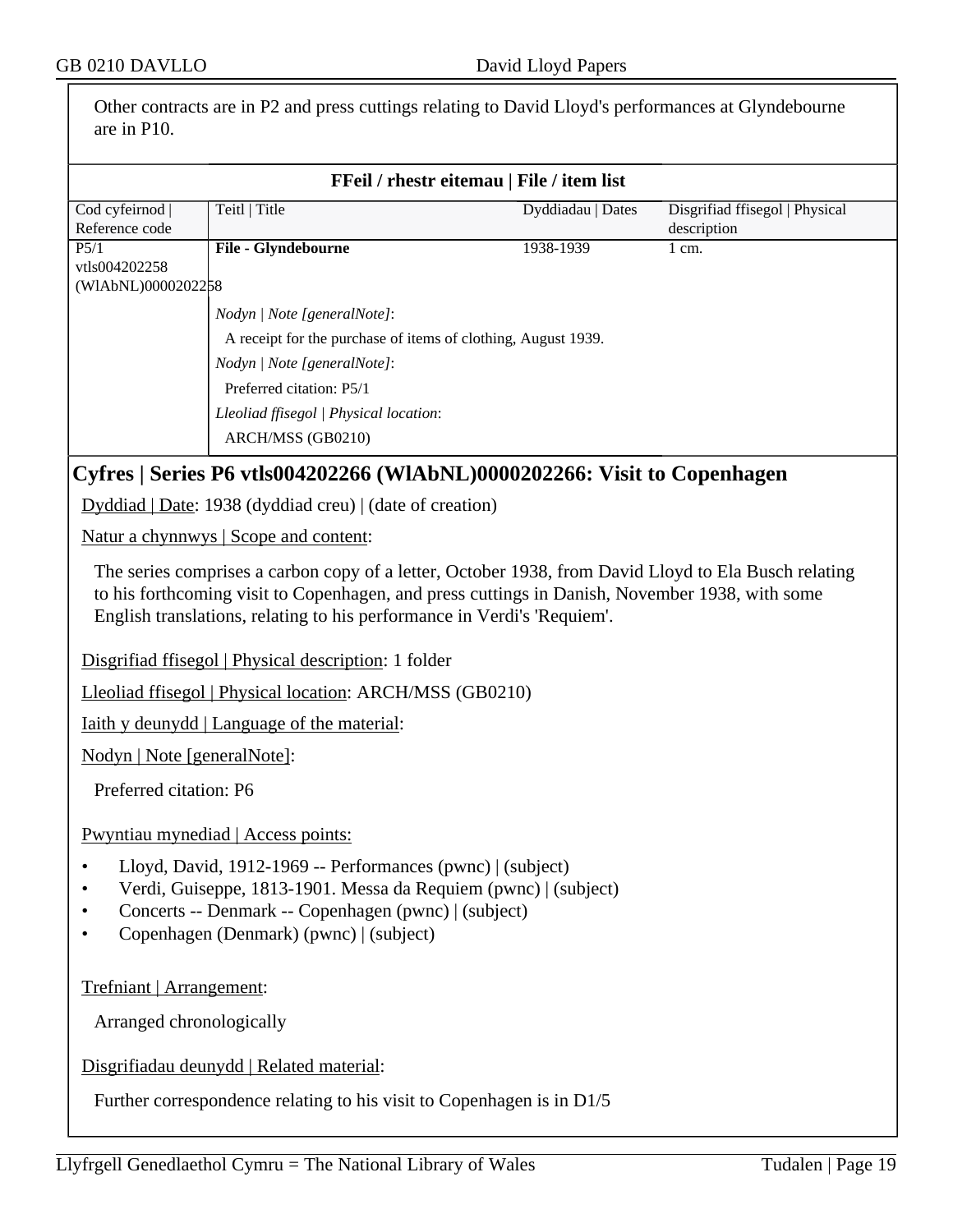Other contracts are in P2 and press cuttings relating to David Lloyd's performances at Glyndebourne are in P10.

**FFeil / rhestr eitemau | File / item list**

| Cod cyfeirnod \| Reference code | Teitl \| Title | Dyddiadau \| Dates | Disgrifiad ffisegol \| Physical description |
|---|---|---|---|
| P5/1 vtls004202258 (WlAbNL)0000202258 | **File - Glyndebourne** | 1938-1939 | 1 cm. |

*Nodyn | Note [generalNote]*:

A receipt for the purchase of items of clothing, August 1939.

*Nodyn | Note [generalNote]*:

Preferred citation: P5/1

*Lleoliad ffisegol | Physical location*:

ARCH/MSS (GB0210)

## Cyfres | Series P6 vtls004202266 (WlAbNL)0000202266: Visit to Copenhagen

Dyddiad | Date: 1938 (dyddiad creu) | (date of creation)

Natur a chynnwys | Scope and content:

The series comprises a carbon copy of a letter, October 1938, from David Lloyd to Ela Busch relating to his forthcoming visit to Copenhagen, and press cuttings in Danish, November 1938, with some English translations, relating to his performance in Verdi's 'Requiem'.

Disgrifiad ffisegol | Physical description: 1 folder

Lleoliad ffisegol | Physical location: ARCH/MSS (GB0210)

Iaith y deunydd | Language of the material:

Nodyn | Note [generalNote]:

Preferred citation: P6

Pwyntiau mynediad | Access points:

- Lloyd, David, 1912-1969 -- Performances (pwnc) | (subject)
- Verdi, Guiseppe, 1813-1901. Messa da Requiem (pwnc) | (subject)
- Concerts -- Denmark -- Copenhagen (pwnc) | (subject)
- Copenhagen (Denmark) (pwnc) | (subject)

Trefniant | Arrangement:

Arranged chronologically

Disgrifiadau deunydd | Related material:

Further correspondence relating to his visit to Copenhagen is in D1/5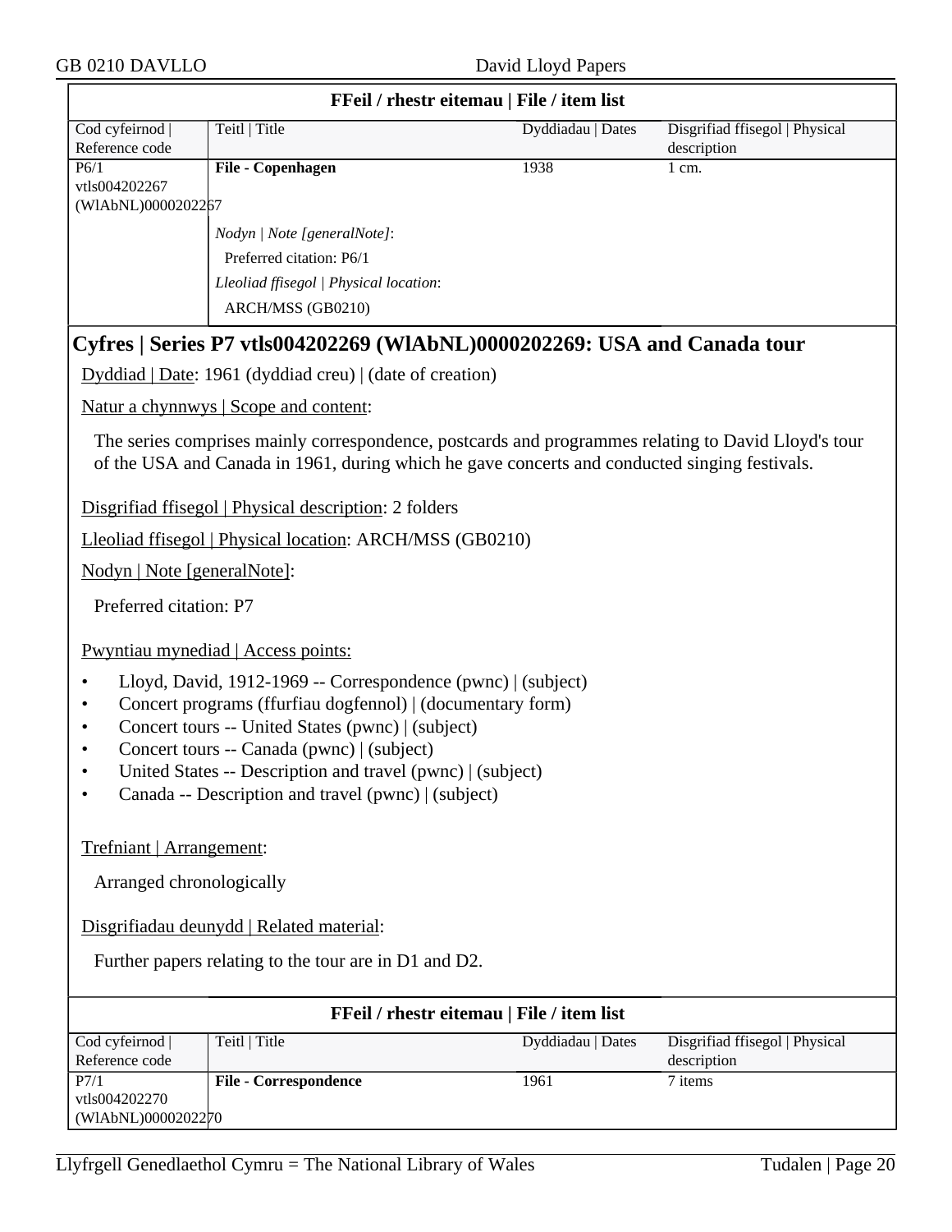| FFeil / rhestr eitemau \| File / item list | | | |
|---|---|---|---|
| Cod cyfeirnod \| Reference code | Teitl \| Title | Dyddiadau \| Dates | Disgrifiad ffisegol \| Physical description |
| P6/1 vtls004202267 (WlAbNL)0000202267 | **File - Copenhagen** | 1938 | 1 cm. |
| | *Nodyn \| Note [generalNote]*: Preferred citation: P6/1 *Lleoliad ffisegol \| Physical location*: ARCH/MSS (GB0210) | | |

## Cyfres | Series P7 vtls004202269 (WlAbNL)0000202269: USA and Canada tour

Dyddiad | Date: 1961 (dyddiad creu) | (date of creation)

Natur a chynnwys | Scope and content:

The series comprises mainly correspondence, postcards and programmes relating to David Lloyd's tour of the USA and Canada in 1961, during which he gave concerts and conducted singing festivals.

Disgrifiad ffisegol | Physical description: 2 folders

Lleoliad ffisegol | Physical location: ARCH/MSS (GB0210)

Nodyn | Note [generalNote]:

Preferred citation: P7

Pwyntiau mynediad | Access points:

- Lloyd, David, 1912-1969 -- Correspondence (pwnc) | (subject)
- Concert programs (ffurfiau dogfennol) | (documentary form)
- Concert tours -- United States (pwnc) | (subject)
- Concert tours -- Canada (pwnc) | (subject)
- United States -- Description and travel (pwnc) | (subject)
- Canada -- Description and travel (pwnc) | (subject)

Trefniant | Arrangement:

Arranged chronologically

Disgrifiadau deunydd | Related material:

Further papers relating to the tour are in D1 and D2.

| FFeil / rhestr eitemau \| File / item list | | | |
|---|---|---|---|
| Cod cyfeirnod \| Reference code | Teitl \| Title | Dyddiadau \| Dates | Disgrifiad ffisegol \| Physical description |
| P7/1 vtls004202270 (WlAbNL)0000202270 | **File - Correspondence** | 1961 | 7 items |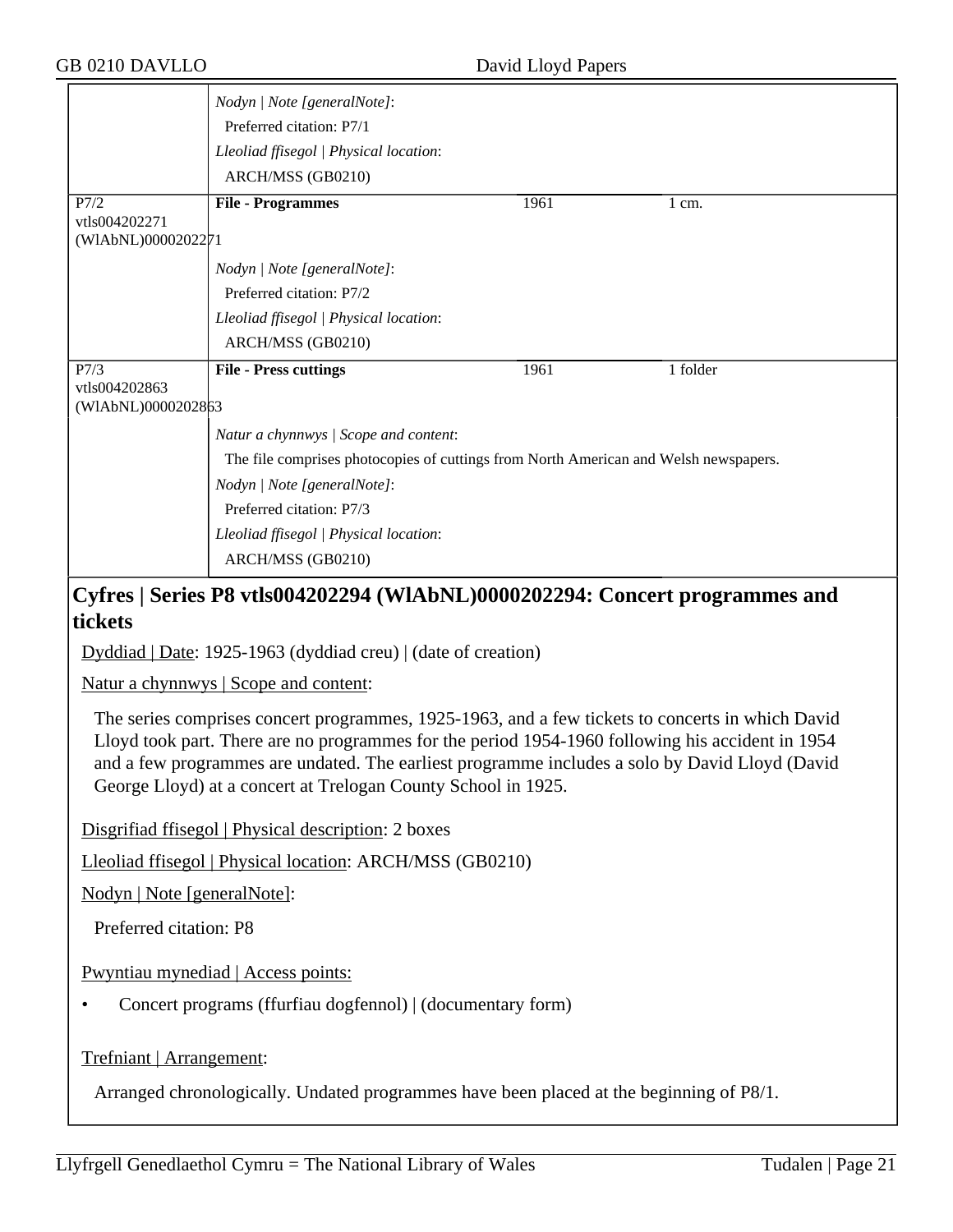| | | | |
|---|---|---|---|
| | *Nodyn \| Note [generalNote]*:<br>Preferred citation: P7/1<br>*Lleoliad ffisegol \| Physical location*:<br>ARCH/MSS (GB0210) | | |
| P7/2<br>vtls004202271<br>(WlAbNL)0000202271 | **File - Programmes** | 1961 | 1 cm. |
| | *Nodyn \| Note [generalNote]*:<br>Preferred citation: P7/2<br>*Lleoliad ffisegol \| Physical location*:<br>ARCH/MSS (GB0210) | | |
| P7/3<br>vtls004202863<br>(WlAbNL)0000202863 | **File - Press cuttings** | 1961 | 1 folder |
| | *Natur a chynnwys \| Scope and content*:<br>The file comprises photocopies of cuttings from North American and Welsh newspapers.<br>*Nodyn \| Note [generalNote]*:<br>Preferred citation: P7/3<br>*Lleoliad ffisegol \| Physical location*:<br>ARCH/MSS (GB0210) | | |

## Cyfres | Series P8 vtls004202294 (WlAbNL)0000202294: Concert programmes and tickets

Dyddiad | Date: 1925-1963 (dyddiad creu) | (date of creation)

Natur a chynnwys | Scope and content:

The series comprises concert programmes, 1925-1963, and a few tickets to concerts in which David Lloyd took part. There are no programmes for the period 1954-1960 following his accident in 1954 and a few programmes are undated. The earliest programme includes a solo by David Lloyd (David George Lloyd) at a concert at Trelogan County School in 1925.

Disgrifiad ffisegol | Physical description: 2 boxes

Lleoliad ffisegol | Physical location: ARCH/MSS (GB0210)

Nodyn | Note [generalNote]:

Preferred citation: P8

Pwyntiau mynediad | Access points:

- Concert programs (ffurfiau dogfennol) | (documentary form)

Trefniant | Arrangement:

Arranged chronologically. Undated programmes have been placed at the beginning of P8/1.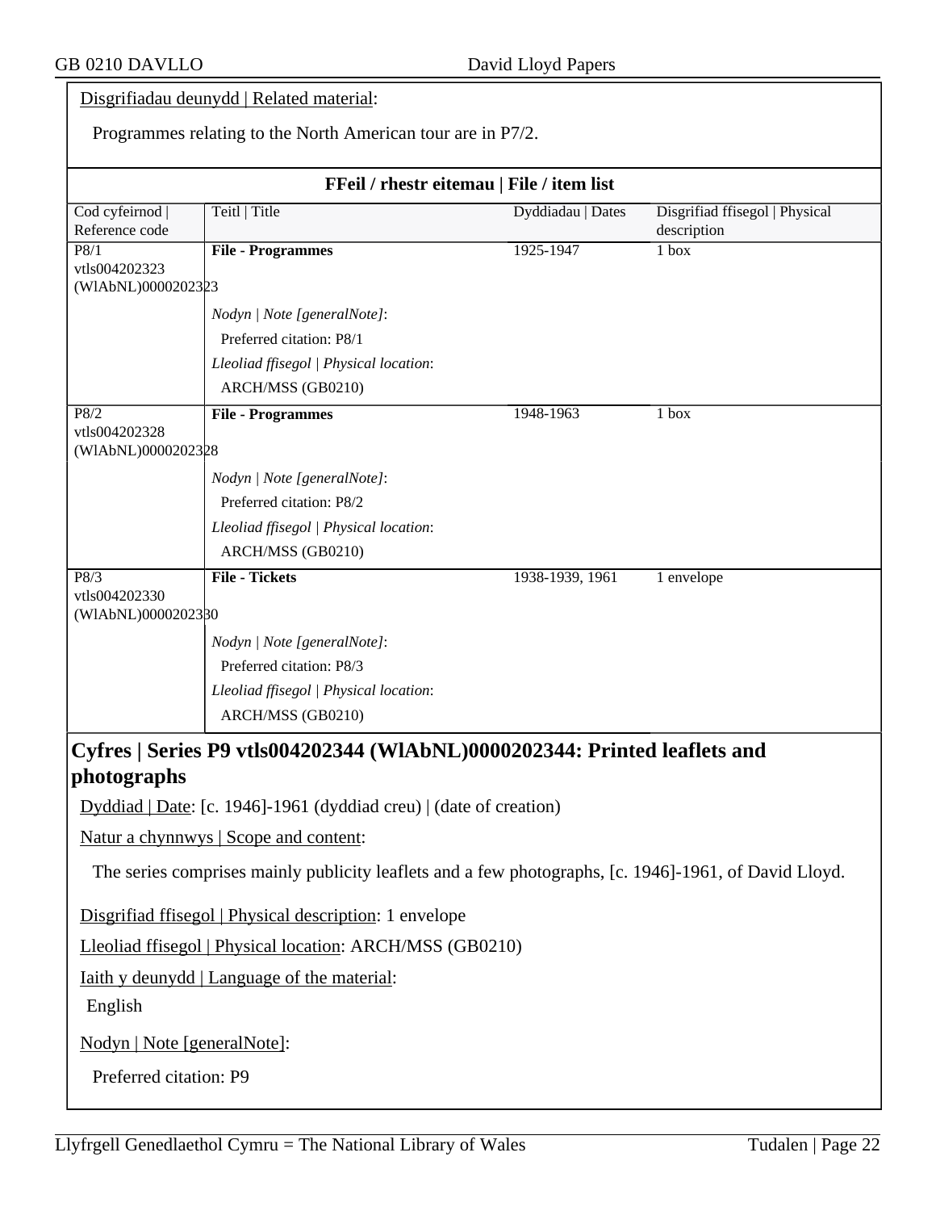Disgrifiadau deunydd | Related material:

Programmes relating to the North American tour are in P7/2.

**FFeil / rhestr eitemau | File / item list**

| Cod cyfeirnod \| Reference code | Teitl \| Title | Dyddiadau \| Dates | Disgrifiad ffisegol \| Physical description |
|---|---|---|---|
| P8/1 vtls004202323 (WlAbNL)0000202323 | **File - Programmes**<br>*Nodyn \| Note [generalNote]*:<br>Preferred citation: P8/1<br>*Lleoliad ffisegol \| Physical location*:<br>ARCH/MSS (GB0210) | 1925-1947 | 1 box |
| P8/2 vtls004202328 (WlAbNL)0000202328 | **File - Programmes**<br>*Nodyn \| Note [generalNote]*:<br>Preferred citation: P8/2<br>*Lleoliad ffisegol \| Physical location*:<br>ARCH/MSS (GB0210) | 1948-1963 | 1 box |
| P8/3 vtls004202330 (WlAbNL)0000202330 | **File - Tickets**<br>*Nodyn \| Note [generalNote]*:<br>Preferred citation: P8/3<br>*Lleoliad ffisegol \| Physical location*:<br>ARCH/MSS (GB0210) | 1938-1939, 1961 | 1 envelope |

## Cyfres | Series P9 vtls004202344 (WlAbNL)0000202344: Printed leaflets and photographs

Dyddiad | Date: [c. 1946]-1961 (dyddiad creu) | (date of creation)

Natur a chynnwys | Scope and content:

The series comprises mainly publicity leaflets and a few photographs, [c. 1946]-1961, of David Lloyd.

Disgrifiad ffisegol | Physical description: 1 envelope

Lleoliad ffisegol | Physical location: ARCH/MSS (GB0210)

Iaith y deunydd | Language of the material:

English

Nodyn | Note [generalNote]:

Preferred citation: P9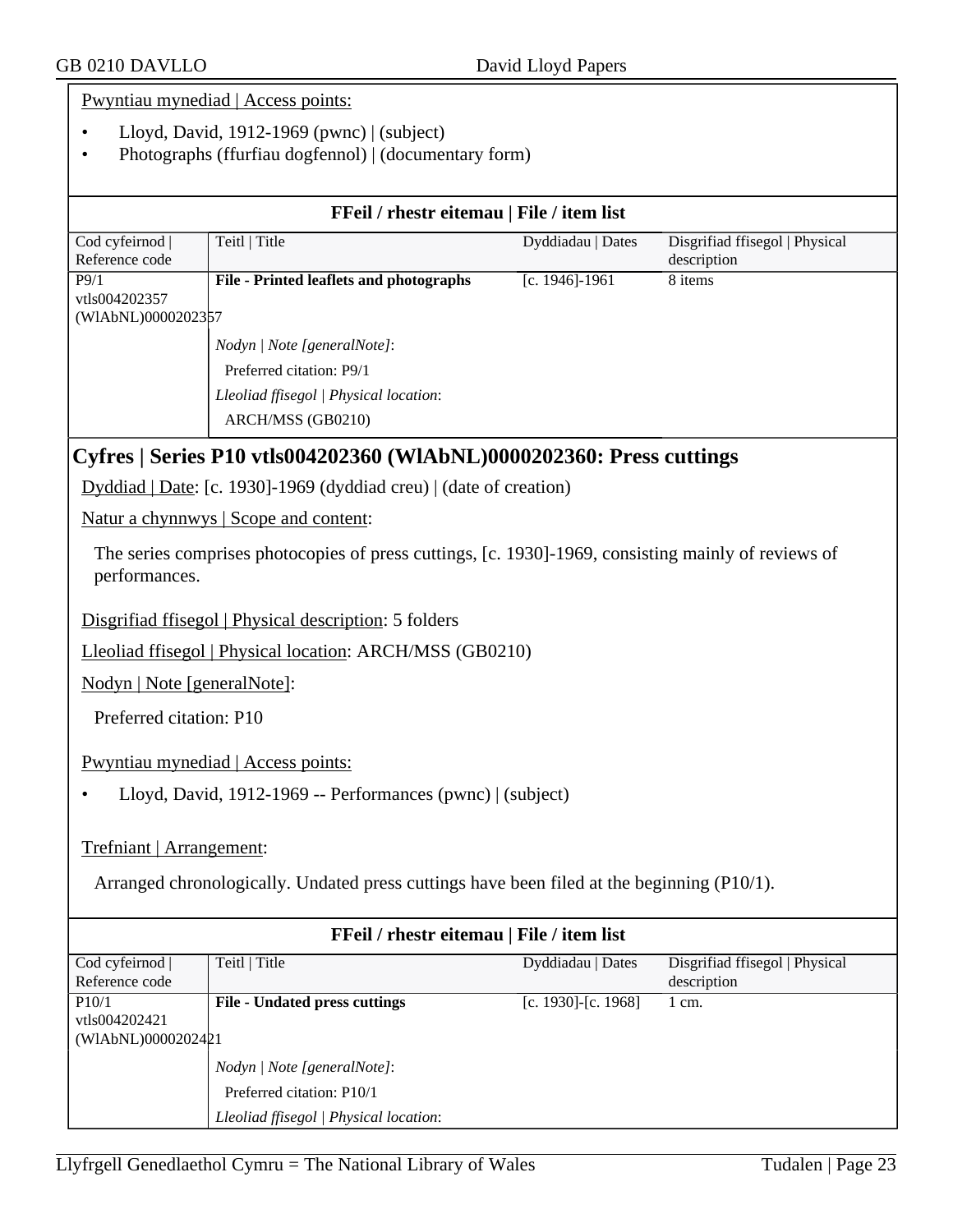Pwyntiau mynediad | Access points:

- Lloyd, David, 1912-1969 (pwnc) | (subject)
- Photographs (ffurfiau dogfennol) | (documentary form)

**FFeil / rhestr eitemau | File / item list**

| Cod cyfeirnod \| Reference code | Teitl \| Title | Dyddiadau \| Dates | Disgrifiad ffisegol \| Physical description |
|---|---|---|---|
| P9/1 vtls004202357 (WlAbNL)0000202357 | **File - Printed leaflets and photographs** | [c. 1946]-1961 | 8 items |
| | *Nodyn \| Note [generalNote]*: Preferred citation: P9/1 *Lleoliad ffisegol \| Physical location*: ARCH/MSS (GB0210) | | |

## Cyfres | Series P10 vtls004202360 (WlAbNL)0000202360: Press cuttings

Dyddiad | Date: [c. 1930]-1969 (dyddiad creu) | (date of creation)

Natur a chynnwys | Scope and content:

The series comprises photocopies of press cuttings, [c. 1930]-1969, consisting mainly of reviews of performances.

Disgrifiad ffisegol | Physical description: 5 folders

Lleoliad ffisegol | Physical location: ARCH/MSS (GB0210)

Nodyn | Note [generalNote]:

Preferred citation: P10

Pwyntiau mynediad | Access points:

- Lloyd, David, 1912-1969 -- Performances (pwnc) | (subject)

Trefniant | Arrangement:

Arranged chronologically. Undated press cuttings have been filed at the beginning (P10/1).

**FFeil / rhestr eitemau | File / item list**

| Cod cyfeirnod \| Reference code | Teitl \| Title | Dyddiadau \| Dates | Disgrifiad ffisegol \| Physical description |
|---|---|---|---|
| P10/1 vtls004202421 (WlAbNL)0000202421 | **File - Undated press cuttings** | [c. 1930]-[c. 1968] | 1 cm. |
| | *Nodyn \| Note [generalNote]*: Preferred citation: P10/1 *Lleoliad ffisegol \| Physical location*: | | |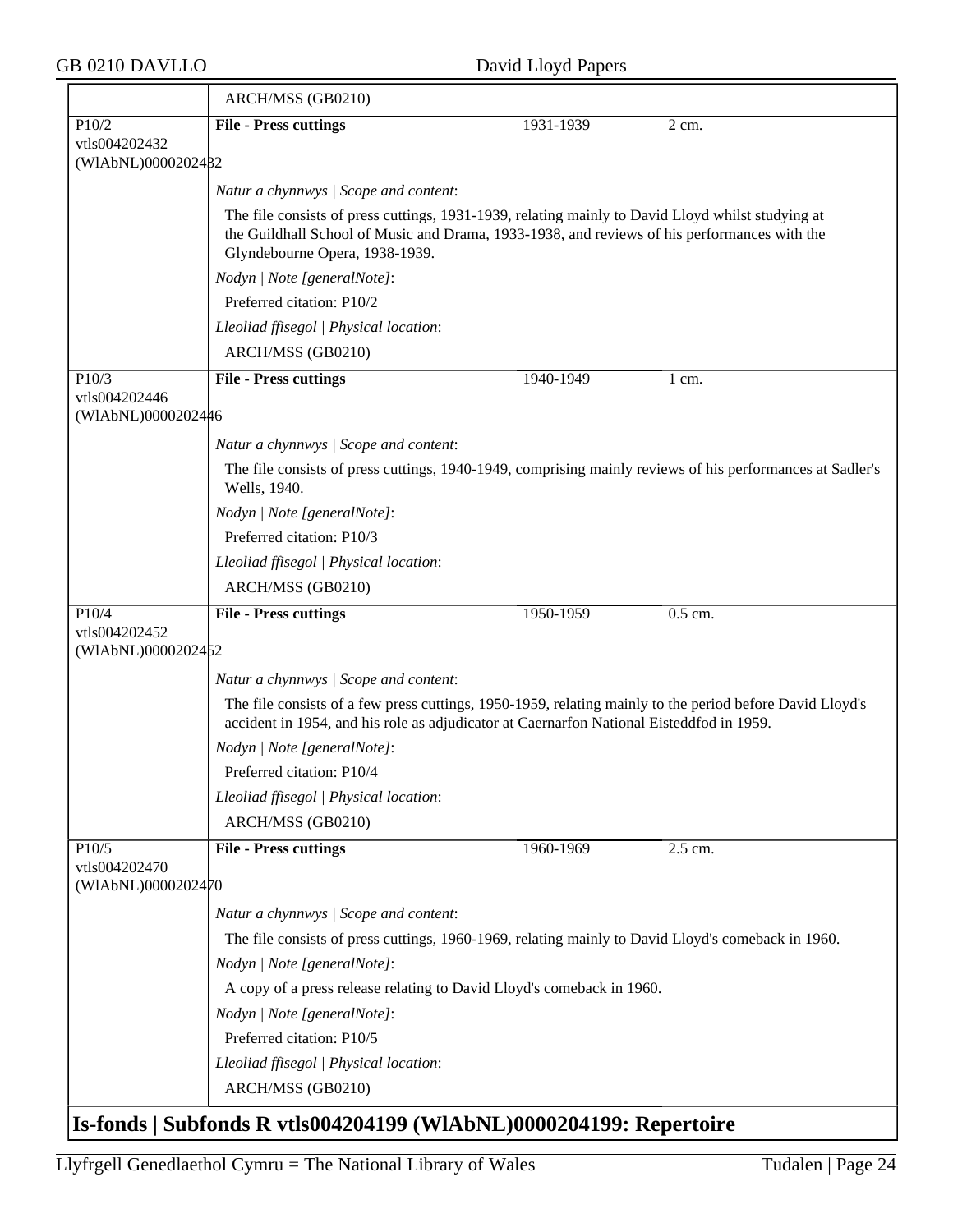ARCH/MSS (GB0210)

| | | | |
|---|---|---|---|
| P10/2<br>vtls004202432<br>(WlAbNL)0000202432 | **File - Press cuttings** | 1931-1939 | 2 cm. |

*Natur a chynnwys | Scope and content*:

The file consists of press cuttings, 1931-1939, relating mainly to David Lloyd whilst studying at the Guildhall School of Music and Drama, 1933-1938, and reviews of his performances with the Glyndebourne Opera, 1938-1939.

*Nodyn | Note [generalNote]*:

Preferred citation: P10/2

*Lleoliad ffisegol | Physical location*:

ARCH/MSS (GB0210)

| | | | |
|---|---|---|---|
| P10/3<br>vtls004202446<br>(WlAbNL)0000202446 | **File - Press cuttings** | 1940-1949 | 1 cm. |

*Natur a chynnwys | Scope and content*:

The file consists of press cuttings, 1940-1949, comprising mainly reviews of his performances at Sadler's Wells, 1940.

*Nodyn | Note [generalNote]*:

Preferred citation: P10/3

*Lleoliad ffisegol | Physical location*:

ARCH/MSS (GB0210)

| | | | |
|---|---|---|---|
| P10/4<br>vtls004202452<br>(WlAbNL)0000202452 | **File - Press cuttings** | 1950-1959 | 0.5 cm. |

*Natur a chynnwys | Scope and content*:

The file consists of a few press cuttings, 1950-1959, relating mainly to the period before David Lloyd's accident in 1954, and his role as adjudicator at Caernarfon National Eisteddfod in 1959.

*Nodyn | Note [generalNote]*:

Preferred citation: P10/4

*Lleoliad ffisegol | Physical location*:

ARCH/MSS (GB0210)

| | | | |
|---|---|---|---|
| P10/5<br>vtls004202470<br>(WlAbNL)0000202470 | **File - Press cuttings** | 1960-1969 | 2.5 cm. |

*Natur a chynnwys | Scope and content*:

The file consists of press cuttings, 1960-1969, relating mainly to David Lloyd's comeback in 1960.

*Nodyn | Note [generalNote]*:

A copy of a press release relating to David Lloyd's comeback in 1960.

*Nodyn | Note [generalNote]*:

Preferred citation: P10/5

*Lleoliad ffisegol | Physical location*:

ARCH/MSS (GB0210)

## Is-fonds | Subfonds R vtls004204199 (WlAbNL)0000204199: Repertoire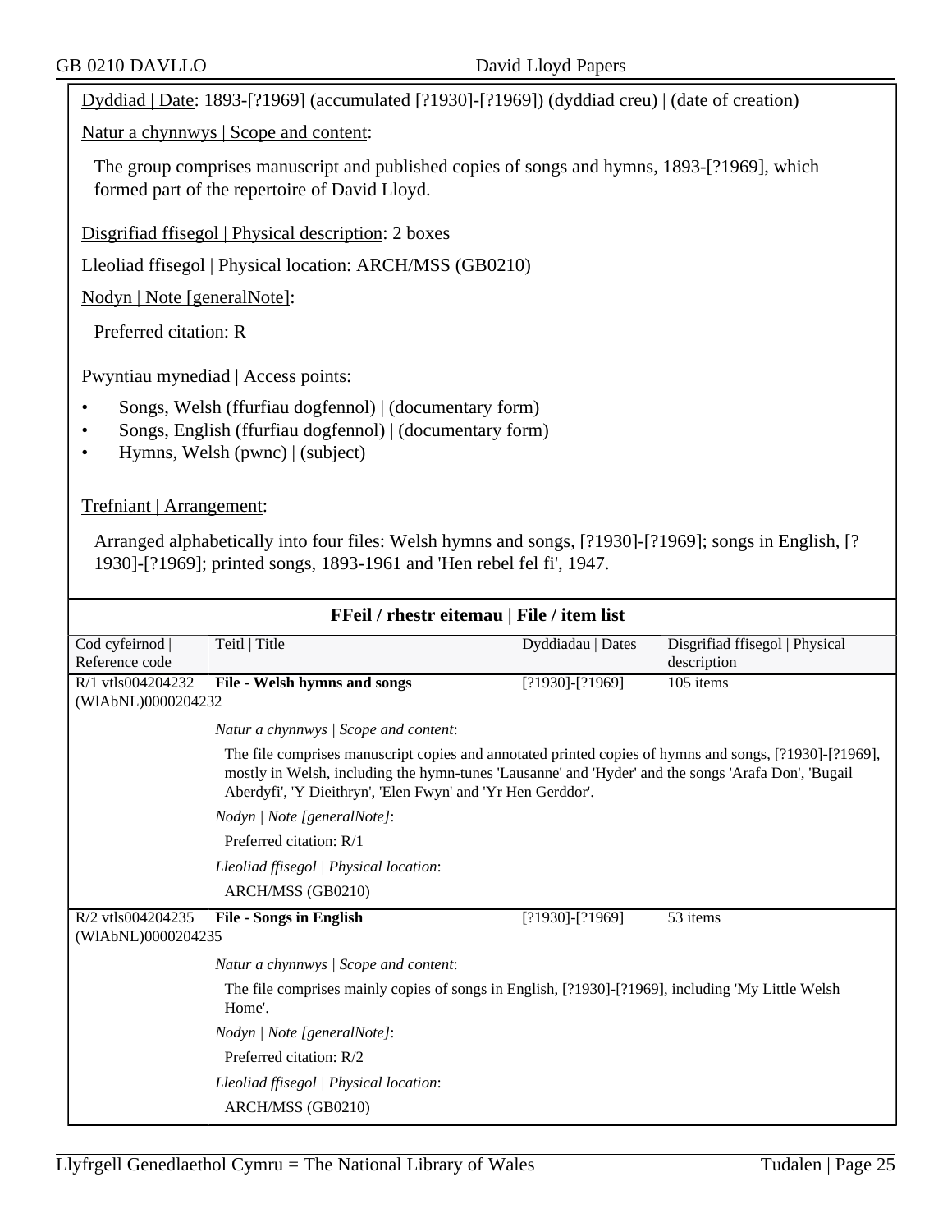Dyddiad | Date: 1893-[?1969] (accumulated [?1930]-[?1969]) (dyddiad creu) | (date of creation)

Natur a chynnwys | Scope and content:

The group comprises manuscript and published copies of songs and hymns, 1893-[?1969], which formed part of the repertoire of David Lloyd.

Disgrifiad ffisegol | Physical description: 2 boxes

Lleoliad ffisegol | Physical location: ARCH/MSS (GB0210)

Nodyn | Note [generalNote]:

Preferred citation: R

Pwyntiau mynediad | Access points:

- Songs, Welsh (ffurfiau dogfennol) | (documentary form)
- Songs, English (ffurfiau dogfennol) | (documentary form)
- Hymns, Welsh (pwnc) | (subject)

Trefniant | Arrangement:

Arranged alphabetically into four files: Welsh hymns and songs, [?1930]-[?1969]; songs in English, [?1930]-[?1969]; printed songs, 1893-1961 and 'Hen rebel fel fi', 1947.

## FFeil / rhestr eitemau | File / item list

| Cod cyfeirnod \| Reference code | Teitl \| Title | Dyddiadau \| Dates | Disgrifiad ffisegol \| Physical description |
|---|---|---|---|
| R/1 vtls004204232 (WlAbNL)0000204232 | **File - Welsh hymns and songs** | [?1930]-[?1969] | 105 items |
| | *Natur a chynnwys \| Scope and content*: The file comprises manuscript copies and annotated printed copies of hymns and songs, [?1930]-[?1969], mostly in Welsh, including the hymn-tunes 'Lausanne' and 'Hyder' and the songs 'Arafa Don', 'Bugail Aberdyfi', 'Y Dieithryn', 'Elen Fwyn' and 'Yr Hen Gerddor'. *Nodyn \| Note [generalNote]*: Preferred citation: R/1 *Lleoliad ffisegol \| Physical location*: ARCH/MSS (GB0210) | | |
| R/2 vtls004204235 (WlAbNL)0000204235 | **File - Songs in English** | [?1930]-[?1969] | 53 items |
| | *Natur a chynnwys \| Scope and content*: The file comprises mainly copies of songs in English, [?1930]-[?1969], including 'My Little Welsh Home'. *Nodyn \| Note [generalNote]*: Preferred citation: R/2 *Lleoliad ffisegol \| Physical location*: ARCH/MSS (GB0210) | | |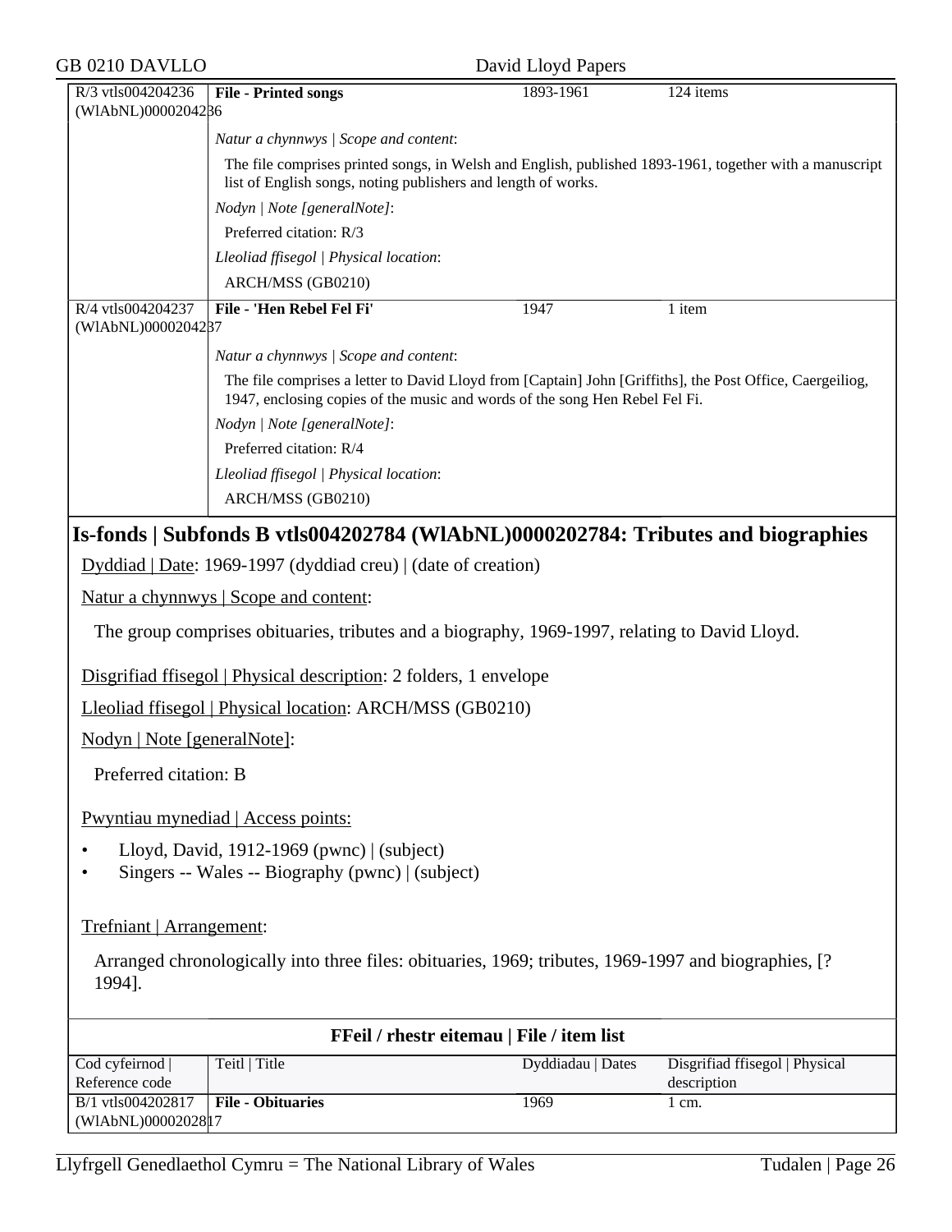| | | | |
|---|---|---|---|
| R/3 vtls004204236 (WlAbNL)0000204236 | **File - Printed songs** | 1893-1961 | 124 items |

*Natur a chynnwys | Scope and content*:

The file comprises printed songs, in Welsh and English, published 1893-1961, together with a manuscript list of English songs, noting publishers and length of works.

*Nodyn | Note [generalNote]*:

Preferred citation: R/3

*Lleoliad ffisegol | Physical location*:

ARCH/MSS (GB0210)

| | | | |
|---|---|---|---|
| R/4 vtls004204237 (WlAbNL)0000204237 | **File - 'Hen Rebel Fel Fi'** | 1947 | 1 item |

*Natur a chynnwys | Scope and content*:

The file comprises a letter to David Lloyd from [Captain] John [Griffiths], the Post Office, Caergeiliog, 1947, enclosing copies of the music and words of the song Hen Rebel Fel Fi.

*Nodyn | Note [generalNote]*:

Preferred citation: R/4

*Lleoliad ffisegol | Physical location*:

ARCH/MSS (GB0210)

## Is-fonds | Subfonds B vtls004202784 (WlAbNL)0000202784: Tributes and biographies

Dyddiad | Date: 1969-1997 (dyddiad creu) | (date of creation)

Natur a chynnwys | Scope and content:

The group comprises obituaries, tributes and a biography, 1969-1997, relating to David Lloyd.

Disgrifiad ffisegol | Physical description: 2 folders, 1 envelope

Lleoliad ffisegol | Physical location: ARCH/MSS (GB0210)

Nodyn | Note [generalNote]:

Preferred citation: B

Pwyntiau mynediad | Access points:

- Lloyd, David, 1912-1969 (pwnc) | (subject)
- Singers -- Wales -- Biography (pwnc) | (subject)

Trefniant | Arrangement:

Arranged chronologically into three files: obituaries, 1969; tributes, 1969-1997 and biographies, [?1994].

**FFeil / rhestr eitemau | File / item list**

| Cod cyfeirnod \| Reference code | Teitl \| Title | Dyddiadau \| Dates | Disgrifiad ffisegol \| Physical description |
|---|---|---|---|
| B/1 vtls004202817 (WlAbNL)0000202817 | **File - Obituaries** | 1969 | 1 cm. |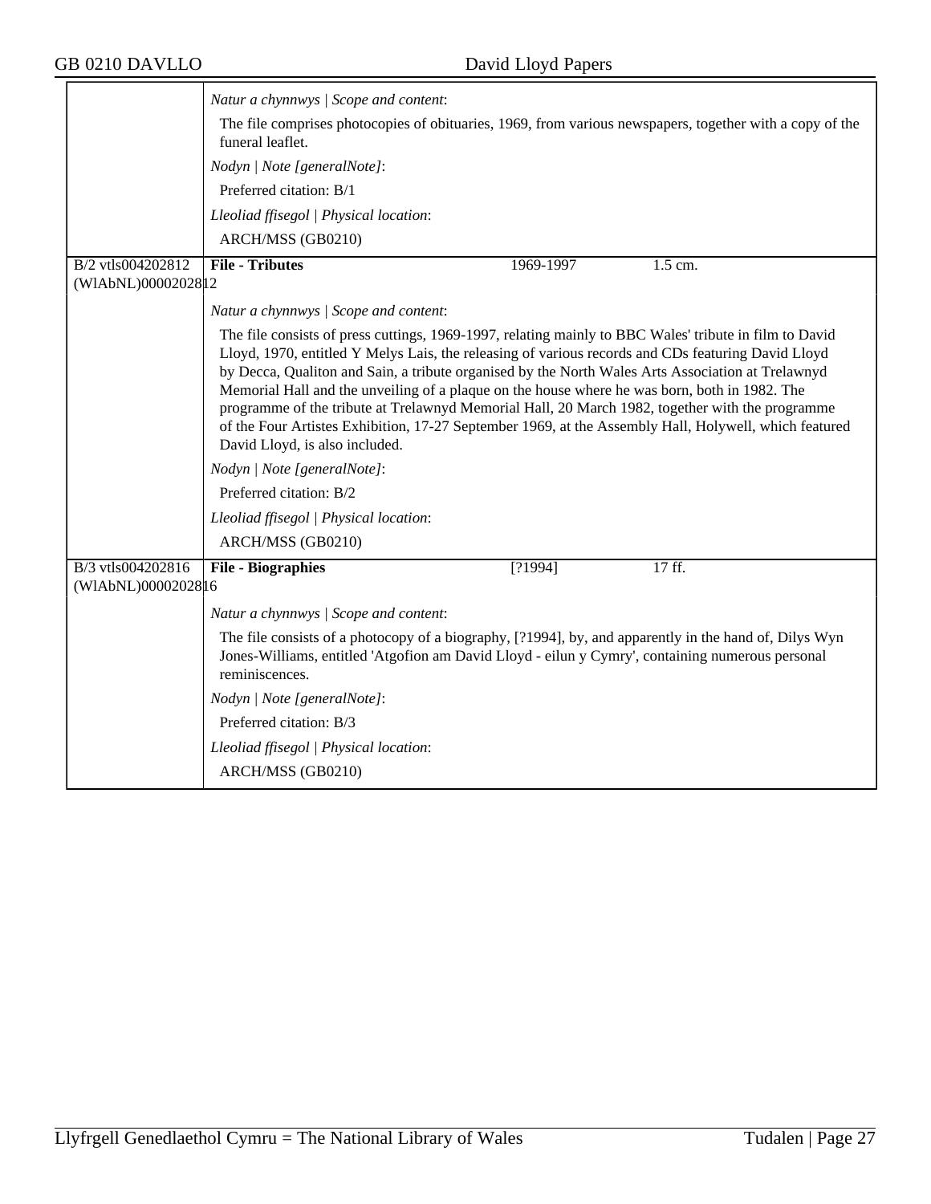*Natur a chynnwys | Scope and content*:

The file comprises photocopies of obituaries, 1969, from various newspapers, together with a copy of the funeral leaflet.

*Nodyn | Note [generalNote]*:

Preferred citation: B/1

*Lleoliad ffisegol | Physical location*:

ARCH/MSS (GB0210)

---

B/2 vtls004202812 (WlAbNL)0000202812 | **File - Tributes** | 1969-1997 | 1.5 cm.

*Natur a chynnwys | Scope and content*:

The file consists of press cuttings, 1969-1997, relating mainly to BBC Wales' tribute in film to David Lloyd, 1970, entitled Y Melys Lais, the releasing of various records and CDs featuring David Lloyd by Decca, Qualiton and Sain, a tribute organised by the North Wales Arts Association at Trelawnyd Memorial Hall and the unveiling of a plaque on the house where he was born, both in 1982. The programme of the tribute at Trelawnyd Memorial Hall, 20 March 1982, together with the programme of the Four Artistes Exhibition, 17-27 September 1969, at the Assembly Hall, Holywell, which featured David Lloyd, is also included.

*Nodyn | Note [generalNote]*:

Preferred citation: B/2

*Lleoliad ffisegol | Physical location*:

ARCH/MSS (GB0210)

---

B/3 vtls004202816 (WlAbNL)0000202816 | **File - Biographies** | [?1994] | 17 ff.

*Natur a chynnwys | Scope and content*:

The file consists of a photocopy of a biography, [?1994], by, and apparently in the hand of, Dilys Wyn Jones-Williams, entitled 'Atgofion am David Lloyd - eilun y Cymry', containing numerous personal reminiscences.

*Nodyn | Note [generalNote]*:

Preferred citation: B/3

*Lleoliad ffisegol | Physical location*:

ARCH/MSS (GB0210)